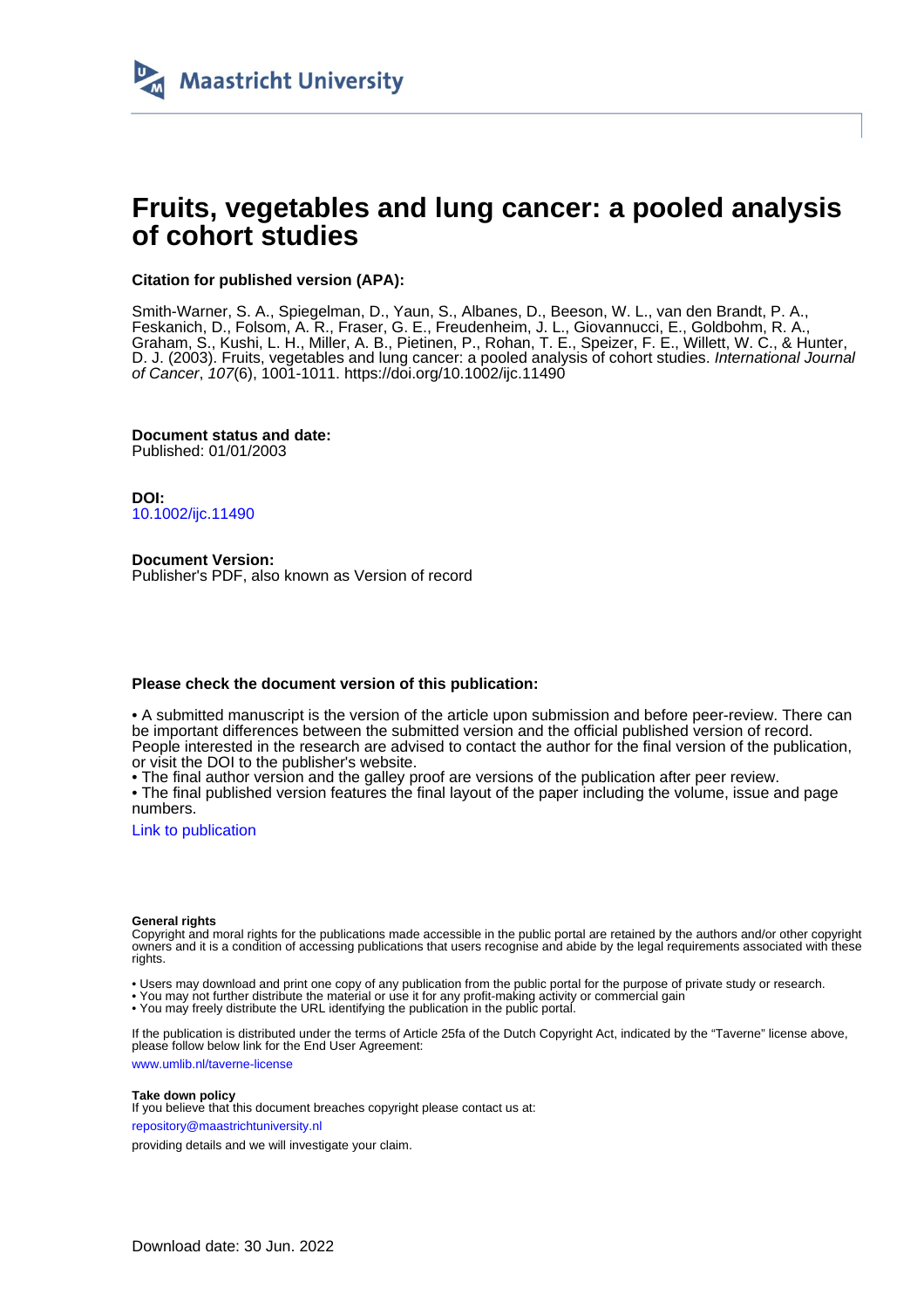Maastricht University

# Fruits, vegetables and lung cancer: a pooled analysis of cohort studies

**Citation for published version (APA):**

Smith-Warner, S. A., Spiegelman, D., Yaun, S., Albanes, D., Beeson, W. L., van den Brandt, P. A., Feskanich, D., Folsom, A. R., Fraser, G. E., Freudenheim, J. L., Giovannucci, E., Goldbohm, R. A., Graham, S., Kushi, L. H., Miller, A. B., Pietinen, P., Rohan, T. E., Speizer, F. E., Willett, W. C., & Hunter, D. J. (2003). Fruits, vegetables and lung cancer: a pooled analysis of cohort studies. *International Journal of Cancer*, *107*(6), 1001-1011. https://doi.org/10.1002/ijc.11490

**Document status and date:**
Published: 01/01/2003

**DOI:**
10.1002/ijc.11490

**Document Version:**
Publisher's PDF, also known as Version of record

**Please check the document version of this publication:**

• A submitted manuscript is the version of the article upon submission and before peer-review. There can be important differences between the submitted version and the official published version of record. People interested in the research are advised to contact the author for the final version of the publication, or visit the DOI to the publisher's website.
• The final author version and the galley proof are versions of the publication after peer review.
• The final published version features the final layout of the paper including the volume, issue and page numbers.

Link to publication

**General rights**
Copyright and moral rights for the publications made accessible in the public portal are retained by the authors and/or other copyright owners and it is a condition of accessing publications that users recognise and abide by the legal requirements associated with these rights.

• Users may download and print one copy of any publication from the public portal for the purpose of private study or research.
• You may not further distribute the material or use it for any profit-making activity or commercial gain
• You may freely distribute the URL identifying the publication in the public portal.

If the publication is distributed under the terms of Article 25fa of the Dutch Copyright Act, indicated by the "Taverne" license above, please follow below link for the End User Agreement:
www.umlib.nl/taverne-license

**Take down policy**
If you believe that this document breaches copyright please contact us at:
repository@maastrichtuniversity.nl
providing details and we will investigate your claim.

Download date: 30 Jun. 2022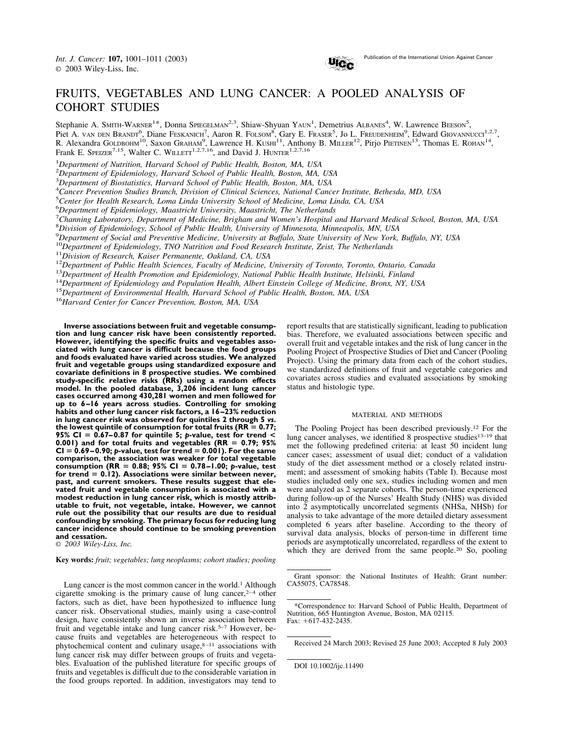# FRUITS, VEGETABLES AND LUNG CANCER: A POOLED ANALYSIS OF COHORT STUDIES

Stephanie A. Smith-Warner[1]*, Donna Spiegelman[2,3], Shiaw-Shyuan Yaun[1], Demetrius Albanes[4], W. Lawrence Beeson[5], Piet A. van den Brandt[6], Diane Feskanich[7], Aaron R. Folsom[8], Gary E. Fraser[5], Jo L. Freudenheim[9], Edward Giovannucci[1,2,7], R. Alexandra Goldbohm[10], Saxon Graham[9], Lawrence H. Kushi[11], Anthony B. Miller[12], Pirjo Pietinen[13], Thomas E. Rohan[14], Frank E. Speizer[7,15], Walter C. Willett[1,2,7,16], and David J. Hunter[1,2,7,16]

[1]*Department of Nutrition, Harvard School of Public Health, Boston, MA, USA*
[2]*Department of Epidemiology, Harvard School of Public Health, Boston, MA, USA*
[3]*Department of Biostatistics, Harvard School of Public Health, Boston, MA, USA*
[4]*Cancer Prevention Studies Branch, Division of Clinical Sciences, National Cancer Institute, Bethesda, MD, USA*
[5]*Center for Health Research, Loma Linda University School of Medicine, Loma Linda, CA, USA*
[6]*Department of Epidemiology, Maastricht University, Maastricht, The Netherlands*
[7]*Channing Laboratory, Department of Medicine, Brigham and Women's Hospital and Harvard Medical School, Boston, MA, USA*
[8]*Division of Epidemiology, School of Public Health, University of Minnesota, Minneapolis, MN, USA*
[9]*Department of Social and Preventive Medicine, University at Buffalo, State University of New York, Buffalo, NY, USA*
[10]*Department of Epidemiology, TNO Nutrition and Food Research Institute, Zeist, The Netherlands*
[11]*Division of Research, Kaiser Permanente, Oakland, CA, USA*
[12]*Department of Public Health Sciences, Faculty of Medicine, University of Toronto, Toronto, Ontario, Canada*
[13]*Department of Health Promotion and Epidemiology, National Public Health Institute, Helsinki, Finland*
[14]*Department of Epidemiology and Population Health, Albert Einstein College of Medicine, Bronx, NY, USA*
[15]*Department of Environmental Health, Harvard School of Public Health, Boston, MA, USA*
[16]*Harvard Center for Cancer Prevention, Boston, MA, USA*

**Inverse associations between fruit and vegetable consumption and lung cancer risk have been consistently reported. However, identifying the specific fruits and vegetables associated with lung cancer is difficult because the food groups and foods evaluated have varied across studies. We analyzed fruit and vegetable groups using standardized exposure and covariate definitions in 8 prospective studies. We combined study-specific relative risks (RRs) using a random effects model. In the pooled database, 3,206 incident lung cancer cases occurred among 430,281 women and men followed for up to 6–16 years across studies. Controlling for smoking habits and other lung cancer risk factors, a 16–23% reduction in lung cancer risk was observed for quintiles 2 through 5 *vs.* the lowest quintile of consumption for total fruits (RR = 0.77; 95% CI = 0.67–0.87 for quintile 5; *p*-value, test for trend < 0.001) and for total fruits and vegetables (RR = 0.79; 95% CI = 0.69–0.90; *p*-value, test for trend = 0.001). For the same comparison, the association was weaker for total vegetable consumption (RR = 0.88; 95% CI = 0.78–1.00; *p*-value, test for trend = 0.12). Associations were similar between never, past, and current smokers. These results suggest that elevated fruit and vegetable consumption is associated with a modest reduction in lung cancer risk, which is mostly attributable to fruit, not vegetable, intake. However, we cannot rule out the possibility that our results are due to residual confounding by smoking. The primary focus for reducing lung cancer incidence should continue to be smoking prevention and cessation.**
© *2003 Wiley-Liss, Inc.*

**Key words:** *fruit; vegetables; lung neoplasms; cohort studies; pooling*

Lung cancer is the most common cancer in the world.[1] Although cigarette smoking is the primary cause of lung cancer,[2–4] other factors, such as diet, have been hypothesized to influence lung cancer risk. Observational studies, mainly using a case-control design, have consistently shown an inverse association between fruit and vegetable intake and lung cancer risk.[5–7] However, because fruits and vegetables are heterogeneous with respect to phytochemical content and culinary usage,[8–11] associations with lung cancer risk may differ between groups of fruits and vegetables. Evaluation of the published literature for specific groups of fruits and vegetables is difficult due to the considerable variation in the food groups reported. In addition, investigators may tend to report results that are statistically significant, leading to publication bias. Therefore, we evaluated associations between specific and overall fruit and vegetable intakes and the risk of lung cancer in the Pooling Project of Prospective Studies of Diet and Cancer (Pooling Project). Using the primary data from each of the cohort studies, we standardized definitions of fruit and vegetable categories and covariates across studies and evaluated associations by smoking status and histologic type.

## MATERIAL AND METHODS

The Pooling Project has been described previously.[12] For the lung cancer analyses, we identified 8 prospective studies[13–19] that met the following predefined criteria: at least 50 incident lung cancer cases; assessment of usual diet; conduct of a validation study of the diet assessment method or a closely related instrument; and assessment of smoking habits (Table I). Because most studies included only one sex, studies including women and men were analyzed as 2 separate cohorts. The person-time experienced during follow-up of the Nurses' Health Study (NHS) was divided into 2 asymptotically uncorrelated segments (NHSa, NHSb) for analysis to take advantage of the more detailed dietary assessment completed 6 years after baseline. According to the theory of survival data analysis, blocks of person-time in different time periods are asymptotically uncorrelated, regardless of the extent to which they are derived from the same people.[20] So, pooling

Grant sponsor: the National Institutes of Health; Grant number: CA55075, CA78548.

*Correspondence to: Harvard School of Public Health, Department of Nutrition, 665 Huntington Avenue, Boston, MA 02115. Fax: +617-432-2435.

Received 24 March 2003; Revised 25 June 2003; Accepted 8 July 2003

DOI 10.1002/ijc.11490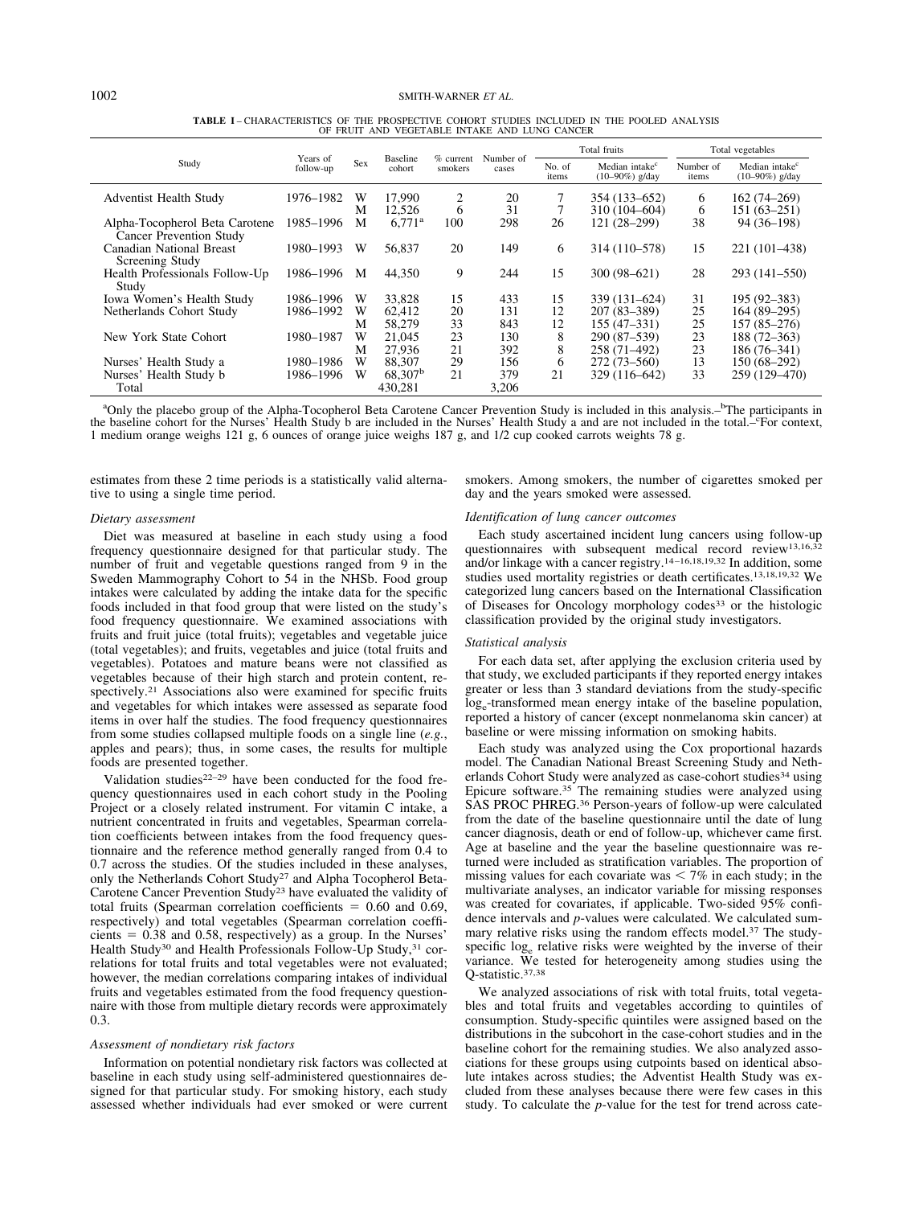**TABLE I** – CHARACTERISTICS OF THE PROSPECTIVE COHORT STUDIES INCLUDED IN THE POOLED ANALYSIS OF FRUIT AND VEGETABLE INTAKE AND LUNG CANCER

| Study | Years of follow-up | Sex | Baseline cohort | % current smokers | Number of cases | Total fruits | | Total vegetables | |
|---|---|---|---|---|---|---|---|---|---|
| | | | | | | No. of items | Median intake[c] (10–90%) g/day | Number of items | Median intake[c] (10–90%) g/day |
| Adventist Health Study | 1976–1982 | W | 17,990 | 2 | 20 | 7 | 354 (133–652) | 6 | 162 (74–269) |
| | | M | 12,526 | 6 | 31 | 7 | 310 (104–604) | 6 | 151 (63–251) |
| Alpha-Tocopherol Beta Carotene Cancer Prevention Study | 1985–1996 | M | 6,771[a] | 100 | 298 | 26 | 121 (28–299) | 38 | 94 (36–198) |
| Canadian National Breast Screening Study | 1980–1993 | W | 56,837 | 20 | 149 | 6 | 314 (110–578) | 15 | 221 (101–438) |
| Health Professionals Follow-Up Study | 1986–1996 | M | 44,350 | 9 | 244 | 15 | 300 (98–621) | 28 | 293 (141–550) |
| Iowa Women's Health Study | 1986–1996 | W | 33,828 | 15 | 433 | 15 | 339 (131–624) | 31 | 195 (92–383) |
| Netherlands Cohort Study | 1986–1992 | W | 62,412 | 20 | 131 | 12 | 207 (83–389) | 25 | 164 (89–295) |
| | | M | 58,279 | 33 | 843 | 12 | 155 (47–331) | 25 | 157 (85–276) |
| New York State Cohort | 1980–1987 | W | 21,045 | 23 | 130 | 8 | 290 (87–539) | 23 | 188 (72–363) |
| | | M | 27,936 | 21 | 392 | 8 | 258 (71–492) | 23 | 186 (76–341) |
| Nurses' Health Study a | 1980–1986 | W | 88,307 | 29 | 156 | 6 | 272 (73–560) | 13 | 150 (68–292) |
| Nurses' Health Study b | 1986–1996 | W | 68,307[b] | 21 | 379 | 21 | 329 (116–642) | 33 | 259 (129–470) |
| Total | | | 430,281 | | 3,206 | | | | |

[a]Only the placebo group of the Alpha-Tocopherol Beta Carotene Cancer Prevention Study is included in this analysis.–[b]The participants in the baseline cohort for the Nurses' Health Study b are included in the Nurses' Health Study a and are not included in the total.–[c]For context, 1 medium orange weighs 121 g, 6 ounces of orange juice weighs 187 g, and 1/2 cup cooked carrots weights 78 g.

estimates from these 2 time periods is a statistically valid alternative to using a single time period.

### *Dietary assessment*

Diet was measured at baseline in each study using a food frequency questionnaire designed for that particular study. The number of fruit and vegetable questions ranged from 9 in the Sweden Mammography Cohort to 54 in the NHSb. Food group intakes were calculated by adding the intake data for the specific foods included in that food group that were listed on the study's food frequency questionnaire. We examined associations with fruits and fruit juice (total fruits); vegetables and vegetable juice (total vegetables); and fruits, vegetables and juice (total fruits and vegetables). Potatoes and mature beans were not classified as vegetables because of their high starch and protein content, respectively.[21] Associations also were examined for specific fruits and vegetables for which intakes were assessed as separate food items in over half the studies. The food frequency questionnaires from some studies collapsed multiple foods on a single line (*e.g.*, apples and pears); thus, in some cases, the results for multiple foods are presented together.

Validation studies[22–29] have been conducted for the food frequency questionnaires used in each cohort study in the Pooling Project or a closely related instrument. For vitamin C intake, a nutrient concentrated in fruits and vegetables, Spearman correlation coefficients between intakes from the food frequency questionnaire and the reference method generally ranged from 0.4 to 0.7 across the studies. Of the studies included in these analyses, only the Netherlands Cohort Study[27] and Alpha Tocopherol Beta-Carotene Cancer Prevention Study[23] have evaluated the validity of total fruits (Spearman correlation coefficients = 0.60 and 0.69, respectively) and total vegetables (Spearman correlation coefficients = 0.38 and 0.58, respectively) as a group. In the Nurses' Health Study[30] and Health Professionals Follow-Up Study,[31] correlations for total fruits and total vegetables were not evaluated; however, the median correlations comparing intakes of individual fruits and vegetables estimated from the food frequency questionnaire with those from multiple dietary records were approximately 0.3.

### *Assessment of nondietary risk factors*

Information on potential nondietary risk factors was collected at baseline in each study using self-administered questionnaires designed for that particular study. For smoking history, each study assessed whether individuals had ever smoked or were current smokers. Among smokers, the number of cigarettes smoked per day and the years smoked were assessed.

### *Identification of lung cancer outcomes*

Each study ascertained incident lung cancers using follow-up questionnaires with subsequent medical record review[13,16,32] and/or linkage with a cancer registry.[14–16,18,19,32] In addition, some studies used mortality registries or death certificates.[13,18,19,32] We categorized lung cancers based on the International Classification of Diseases for Oncology morphology codes[33] or the histologic classification provided by the original study investigators.

### *Statistical analysis*

For each data set, after applying the exclusion criteria used by that study, we excluded participants if they reported energy intakes greater or less than 3 standard deviations from the study-specific $\log_e$-transformed mean energy intake of the baseline population, reported a history of cancer (except nonmelanoma skin cancer) at baseline or were missing information on smoking habits.

Each study was analyzed using the Cox proportional hazards model. The Canadian National Breast Screening Study and Netherlands Cohort Study were analyzed as case-cohort studies[34] using Epicure software.[35] The remaining studies were analyzed using SAS PROC PHREG.[36] Person-years of follow-up were calculated from the date of the baseline questionnaire until the date of lung cancer diagnosis, death or end of follow-up, whichever came first. Age at baseline and the year the baseline questionnaire was returned were included as stratification variables. The proportion of missing values for each covariate was < 7% in each study; in the multivariate analyses, an indicator variable for missing responses was created for covariates, if applicable. Two-sided 95% confidence intervals and *p*-values were calculated. We calculated summary relative risks using the random effects model.[37] The study-specific $\log_e$ relative risks were weighted by the inverse of their variance. We tested for heterogeneity among studies using the Q-statistic.[37,38]

We analyzed associations of risk with total fruits, total vegetables and total fruits and vegetables according to quintiles of consumption. Study-specific quintiles were assigned based on the distributions in the subcohort in the case-cohort studies and in the baseline cohort for the remaining studies. We also analyzed associations for these groups using cutpoints based on identical absolute intakes across studies; the Adventist Health Study was excluded from these analyses because there were few cases in this study. To calculate the *p*-value for the test for trend across cate-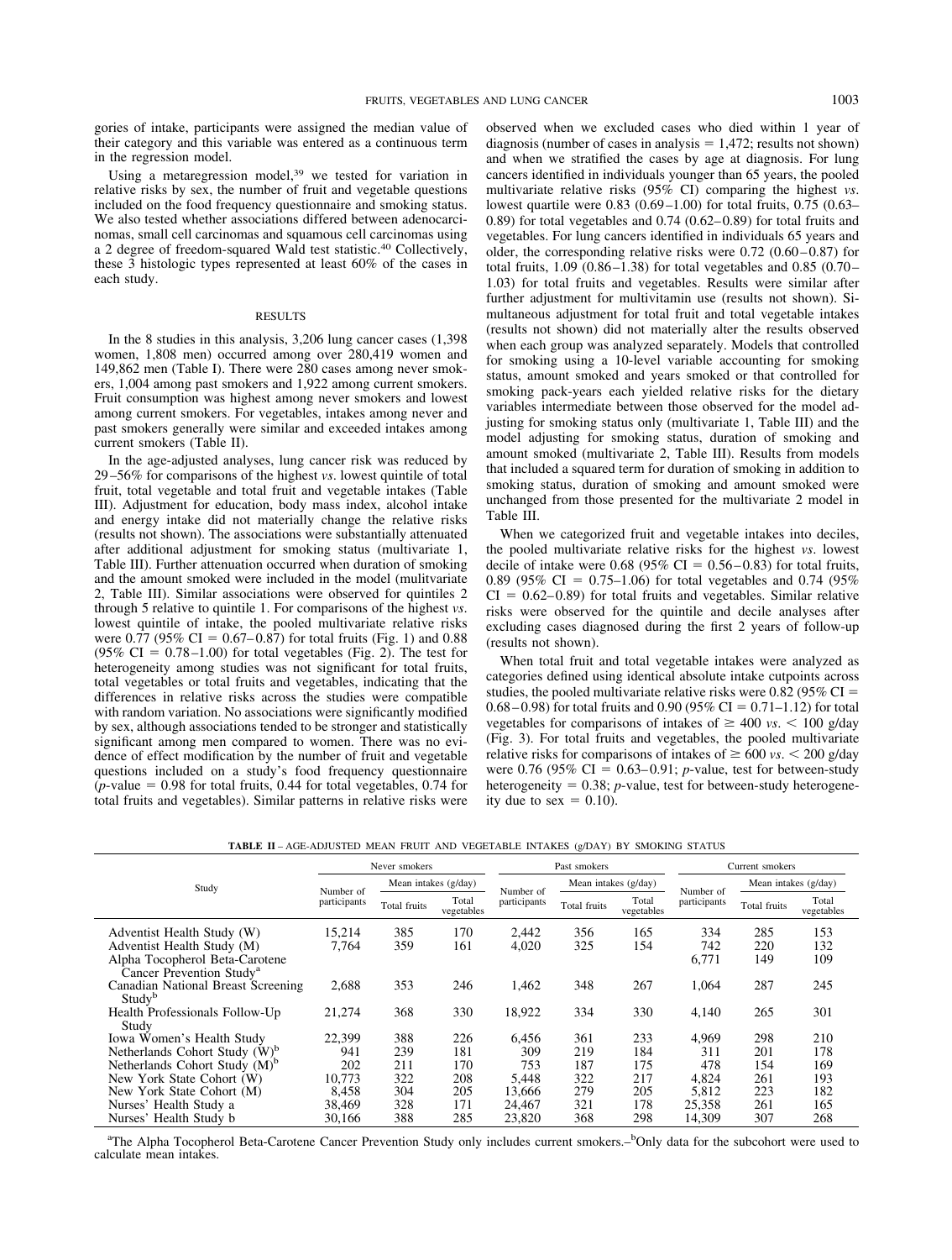gories of intake, participants were assigned the median value of their category and this variable was entered as a continuous term in the regression model.

Using a metaregression model,[39] we tested for variation in relative risks by sex, the number of fruit and vegetable questions included on the food frequency questionnaire and smoking status. We also tested whether associations differed between adenocarcinomas, small cell carcinomas and squamous cell carcinomas using a 2 degree of freedom-squared Wald test statistic.[40] Collectively, these 3 histologic types represented at least 60% of the cases in each study.

## RESULTS

In the 8 studies in this analysis, 3,206 lung cancer cases (1,398 women, 1,808 men) occurred among over 280,419 women and 149,862 men (Table I). There were 280 cases among never smokers, 1,004 among past smokers and 1,922 among current smokers. Fruit consumption was highest among never smokers and lowest among current smokers. For vegetables, intakes among never and past smokers generally were similar and exceeded intakes among current smokers (Table II).

In the age-adjusted analyses, lung cancer risk was reduced by 29–56% for comparisons of the highest *vs*. lowest quintile of total fruit, total vegetable and total fruit and vegetable intakes (Table III). Adjustment for education, body mass index, alcohol intake and energy intake did not materially change the relative risks (results not shown). The associations were substantially attenuated after additional adjustment for smoking status (multivariate 1, Table III). Further attenuation occurred when duration of smoking and the amount smoked were included in the model (mulitvariate 2, Table III). Similar associations were observed for quintiles 2 through 5 relative to quintile 1. For comparisons of the highest *vs*. lowest quintile of intake, the pooled multivariate relative risks were 0.77 (95% CI = 0.67–0.87) for total fruits (Fig. 1) and 0.88 (95% CI = 0.78–1.00) for total vegetables (Fig. 2). The test for heterogeneity among studies was not significant for total fruits, total vegetables or total fruits and vegetables, indicating that the differences in relative risks across the studies were compatible with random variation. No associations were significantly modified by sex, although associations tended to be stronger and statistically significant among men compared to women. There was no evidence of effect modification by the number of fruit and vegetable questions included on a study's food frequency questionnaire ($p$-value = 0.98 for total fruits, 0.44 for total vegetables, 0.74 for total fruits and vegetables). Similar patterns in relative risks were observed when we excluded cases who died within 1 year of diagnosis (number of cases in analysis = 1,472; results not shown) and when we stratified the cases by age at diagnosis. For lung cancers identified in individuals younger than 65 years, the pooled multivariate relative risks (95% CI) comparing the highest *vs*. lowest quartile were 0.83 (0.69–1.00) for total fruits, 0.75 (0.63–0.89) for total vegetables and 0.74 (0.62–0.89) for total fruits and vegetables. For lung cancers identified in individuals 65 years and older, the corresponding relative risks were 0.72 (0.60–0.87) for total fruits, 1.09 (0.86–1.38) for total vegetables and 0.85 (0.70–1.03) for total fruits and vegetables. Results were similar after further adjustment for multivitamin use (results not shown). Simultaneous adjustment for total fruit and total vegetable intakes (results not shown) did not materially alter the results observed when each group was analyzed separately. Models that controlled for smoking using a 10-level variable accounting for smoking status, amount smoked and years smoked or that controlled for smoking pack-years each yielded relative risks for the dietary variables intermediate between those observed for the model adjusting for smoking status only (multivariate 1, Table III) and the model adjusting for smoking status, duration of smoking and amount smoked (multivariate 2, Table III). Results from models that included a squared term for duration of smoking in addition to smoking status, duration of smoking and amount smoked were unchanged from those presented for the multivariate 2 model in Table III.

When we categorized fruit and vegetable intakes into deciles, the pooled multivariate relative risks for the highest *vs*. lowest decile of intake were 0.68 (95% CI = 0.56–0.83) for total fruits, 0.89 (95% CI = 0.75–1.06) for total vegetables and 0.74 (95% CI = 0.62–0.89) for total fruits and vegetables. Similar relative risks were observed for the quintile and decile analyses after excluding cases diagnosed during the first 2 years of follow-up (results not shown).

When total fruit and total vegetable intakes were analyzed as categories defined using identical absolute intake cutpoints across studies, the pooled multivariate relative risks were 0.82 (95% CI = 0.68–0.98) for total fruits and 0.90 (95% CI = 0.71–1.12) for total vegetables for comparisons of intakes of ≥ 400 *vs*. < 100 g/day (Fig. 3). For total fruits and vegetables, the pooled multivariate relative risks for comparisons of intakes of ≥ 600 *vs*. < 200 g/day were 0.76 (95% CI = 0.63–0.91; $p$-value, test for between-study heterogeneity = 0.38; $p$-value, test for between-study heterogeneity due to sex = 0.10).

**TABLE II** – AGE-ADJUSTED MEAN FRUIT AND VEGETABLE INTAKES (g/DAY) BY SMOKING STATUS

| Study | Never smokers | | | Past smokers | | | Current smokers | | |
|---|---|---|---|---|---|---|---|---|---|
| | Number of participants | Mean intakes (g/day) | | Number of participants | Mean intakes (g/day) | | Number of participants | Mean intakes (g/day) | |
| | | Total fruits | Total vegetables | | Total fruits | Total vegetables | | Total fruits | Total vegetables |
| Adventist Health Study (W) | 15,214 | 385 | 170 | 2,442 | 356 | 165 | 334 | 285 | 153 |
| Adventist Health Study (M) | 7,764 | 359 | 161 | 4,020 | 325 | 154 | 742 | 220 | 132 |
| Alpha Tocopherol Beta-Carotene Cancer Prevention Study[a] | | | | | | | 6,771 | 149 | 109 |
| Canadian National Breast Screening Study[b] | 2,688 | 353 | 246 | 1,462 | 348 | 267 | 1,064 | 287 | 245 |
| Health Professionals Follow-Up Study | 21,274 | 368 | 330 | 18,922 | 334 | 330 | 4,140 | 265 | 301 |
| Iowa Women's Health Study | 22,399 | 388 | 226 | 6,456 | 361 | 233 | 4,969 | 298 | 210 |
| Netherlands Cohort Study (W)[b] | 941 | 239 | 181 | 309 | 219 | 184 | 311 | 201 | 178 |
| Netherlands Cohort Study (M)[b] | 202 | 211 | 170 | 753 | 187 | 175 | 478 | 154 | 169 |
| New York State Cohort (W) | 10,773 | 322 | 208 | 5,448 | 322 | 217 | 4,824 | 261 | 193 |
| New York State Cohort (M) | 8,458 | 304 | 205 | 13,666 | 279 | 205 | 5,812 | 223 | 182 |
| Nurses' Health Study a | 38,469 | 328 | 171 | 24,467 | 321 | 178 | 25,358 | 261 | 165 |
| Nurses' Health Study b | 30,166 | 388 | 285 | 23,820 | 368 | 298 | 14,309 | 307 | 268 |

[a]The Alpha Tocopherol Beta-Carotene Cancer Prevention Study only includes current smokers.–[b]Only data for the subcohort were used to calculate mean intakes.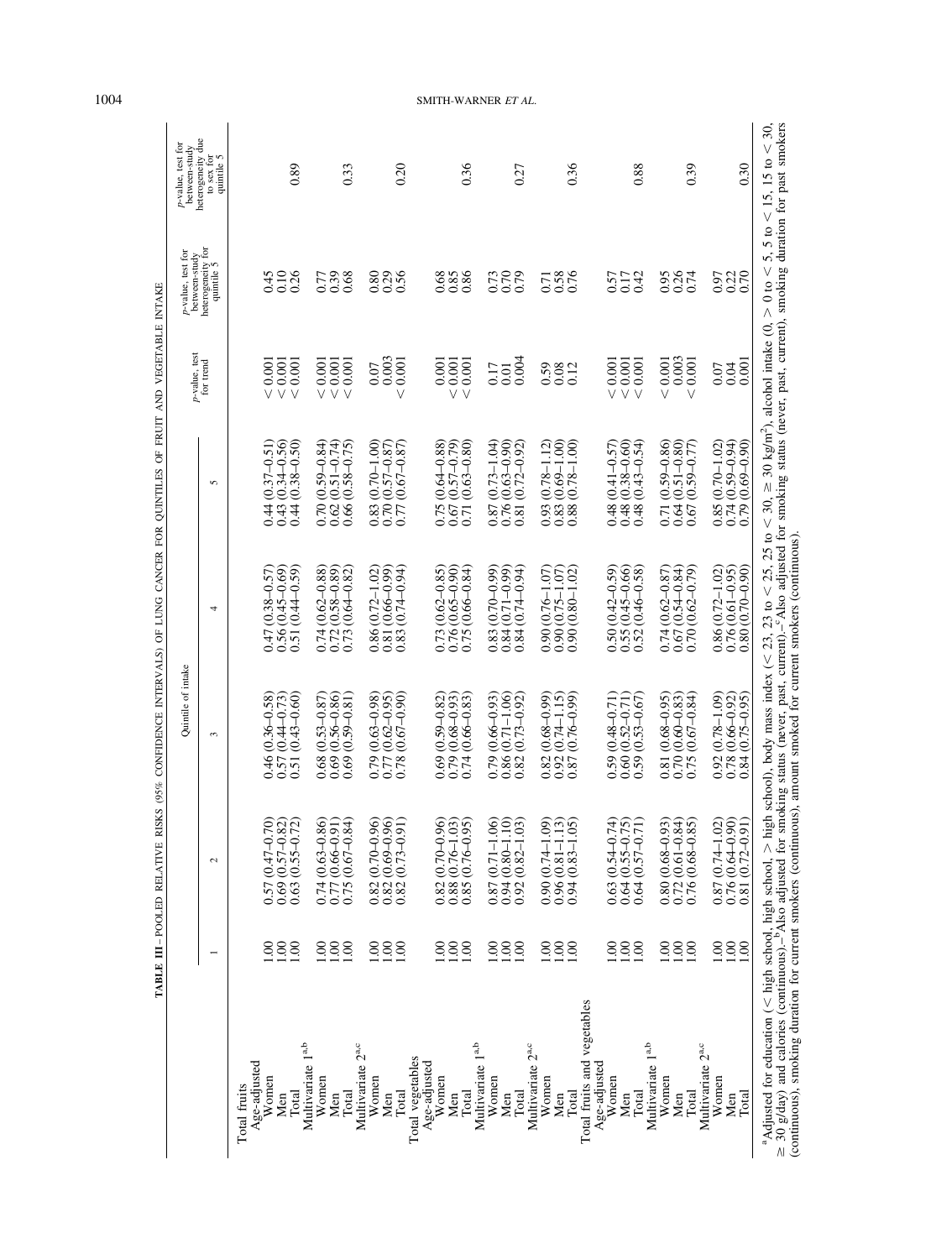**TABLE III – POOLED RELATIVE RISKS (95% CONFIDENCE INTERVALS) OF LUNG CANCER FOR QUINTILES OF FRUIT AND VEGETABLE INTAKE**

| | Quintile of intake | | | | | $p$-value, test for trend | $p$-value, test for between-study heterogeneity for quintile 5 | $p$-value, test for between-study heterogeneity due to sex for quintile 5 |
|---|---|---|---|---|---|---|---|---|
| | 1 | 2 | 3 | 4 | 5 | | | |
| **Total fruits** | | | | | | | | |
| Age-adjusted | | | | | | | | |
| Women | 1.00 | 0.57 (0.47–0.70) | 0.46 (0.36–0.58) | 0.47 (0.38–0.57) | 0.44 (0.37–0.51) | < 0.001 | 0.45 | |
| Men | 1.00 | 0.69 (0.57–0.82) | 0.57 (0.44–0.73) | 0.56 (0.45–0.69) | 0.43 (0.34–0.56) | < 0.001 | 0.10 | |
| Total | 1.00 | 0.63 (0.55–0.72) | 0.51 (0.43–0.60) | 0.51 (0.44–0.59) | 0.44 (0.38–0.50) | < 0.001 | 0.26 | 0.89 |
| Multivariate 1[a,b] | | | | | | | | |
| Women | 1.00 | 0.74 (0.63–0.86) | 0.68 (0.53–0.87) | 0.74 (0.62–0.88) | 0.70 (0.59–0.84) | < 0.001 | 0.77 | |
| Men | 1.00 | 0.77 (0.66–0.91) | 0.69 (0.56–0.86) | 0.72 (0.58–0.89) | 0.62 (0.51–0.74) | < 0.001 | 0.39 | |
| Total | 1.00 | 0.75 (0.67–0.84) | 0.69 (0.59–0.81) | 0.73 (0.64–0.82) | 0.66 (0.58–0.75) | < 0.001 | 0.68 | 0.33 |
| Multivariate 2[a,c] | | | | | | | | |
| Women | 1.00 | 0.82 (0.70–0.96) | 0.79 (0.63–0.98) | 0.86 (0.72–1.02) | 0.83 (0.70–1.00) | 0.07 | 0.80 | |
| Men | 1.00 | 0.82 (0.69–0.96) | 0.77 (0.62–0.95) | 0.81 (0.66–0.99) | 0.70 (0.57–0.87) | 0.003 | 0.29 | |
| Total | 1.00 | 0.82 (0.73–0.91) | 0.78 (0.67–0.90) | 0.83 (0.74–0.94) | 0.77 (0.67–0.87) | < 0.001 | 0.56 | 0.20 |
| **Total vegetables** | | | | | | | | |
| Age-adjusted | | | | | | | | |
| Women | 1.00 | 0.82 (0.70–0.96) | 0.69 (0.59–0.82) | 0.73 (0.62–0.85) | 0.75 (0.64–0.88) | 0.001 | 0.68 | |
| Men | 1.00 | 0.88 (0.76–1.03) | 0.79 (0.68–0.93) | 0.76 (0.65–0.90) | 0.67 (0.57–0.79) | < 0.001 | 0.85 | |
| Total | 1.00 | 0.85 (0.76–0.95) | 0.74 (0.66–0.83) | 0.75 (0.66–0.84) | 0.71 (0.63–0.80) | < 0.001 | 0.86 | 0.36 |
| Multivariate 1[a,b] | | | | | | | | |
| Women | 1.00 | 0.87 (0.71–1.06) | 0.79 (0.66–0.93) | 0.83 (0.70–0.99) | 0.87 (0.73–1.04) | 0.17 | 0.73 | |
| Men | 1.00 | 0.94 (0.80–1.10) | 0.86 (0.71–1.06) | 0.84 (0.71–0.99) | 0.76 (0.63–0.90) | 0.01 | 0.70 | |
| Total | 1.00 | 0.92 (0.82–1.03) | 0.82 (0.73–0.92) | 0.84 (0.74–0.94) | 0.81 (0.72–0.92) | 0.004 | 0.79 | 0.27 |
| Multivariate 2[a,c] | | | | | | | | |
| Women | 1.00 | 0.90 (0.74–1.09) | 0.82 (0.68–0.99) | 0.90 (0.76–1.07) | 0.93 (0.78–1.12) | 0.59 | 0.71 | |
| Men | 1.00 | 0.96 (0.81–1.13) | 0.92 (0.74–1.15) | 0.90 (0.75–1.07) | 0.83 (0.69–1.00) | 0.08 | 0.58 | |
| Total | 1.00 | 0.94 (0.83–1.05) | 0.87 (0.76–0.99) | 0.90 (0.80–1.02) | 0.88 (0.78–1.00) | 0.12 | 0.76 | 0.36 |
| **Total fruits and vegetables** | | | | | | | | |
| Age-adjusted | | | | | | | | |
| Women | 1.00 | 0.63 (0.54–0.74) | 0.59 (0.48–0.71) | 0.50 (0.42–0.59) | 0.48 (0.41–0.57) | < 0.001 | 0.57 | |
| Men | 1.00 | 0.64 (0.55–0.75) | 0.60 (0.52–0.71) | 0.55 (0.45–0.66) | 0.48 (0.38–0.60) | < 0.001 | 0.17 | |
| Total | 1.00 | 0.64 (0.57–0.71) | 0.59 (0.53–0.67) | 0.52 (0.46–0.58) | 0.48 (0.43–0.54) | < 0.001 | 0.42 | 0.88 |
| Multivariate 1[a,b] | | | | | | | | |
| Women | 1.00 | 0.80 (0.68–0.93) | 0.81 (0.68–0.95) | 0.74 (0.62–0.87) | 0.71 (0.59–0.86) | < 0.001 | 0.95 | |
| Men | 1.00 | 0.72 (0.61–0.84) | 0.70 (0.60–0.83) | 0.67 (0.54–0.84) | 0.64 (0.51–0.80) | 0.003 | 0.26 | |
| Total | 1.00 | 0.76 (0.68–0.85) | 0.75 (0.67–0.84) | 0.70 (0.62–0.79) | 0.67 (0.59–0.77) | < 0.001 | 0.74 | 0.39 |
| Multivariate 2[a,c] | | | | | | | | |
| Women | 1.00 | 0.87 (0.74–1.02) | 0.92 (0.78–1.09) | 0.86 (0.72–1.02) | 0.85 (0.70–1.02) | 0.07 | 0.97 | |
| Men | 1.00 | 0.76 (0.64–0.90) | 0.78 (0.66–0.92) | 0.76 (0.61–0.95) | 0.74 (0.59–0.94) | 0.04 | 0.22 | |
| Total | 1.00 | 0.81 (0.72–0.91) | 0.84 (0.75–0.95) | 0.80 (0.70–0.90) | 0.79 (0.69–0.90) | 0.001 | 0.70 | 0.30 |

[a]Adjusted for education (< high school, high school, > high school), body mass index (< 23, 23 to < 25, 25 to < 30, ≥ 30 kg/m²), alcohol intake (0, > 0 to < 5, 5 to < 15, 15 to < 30, ≥ 30 g/day) and calories (continuous).–[b]Also adjusted for smoking status (never, past, current).–[c]Also adjusted for smoking status (never, past, current), smoking duration for past smokers (continuous), smoking duration for current smokers (continuous), amount smoked for current smokers (continuous).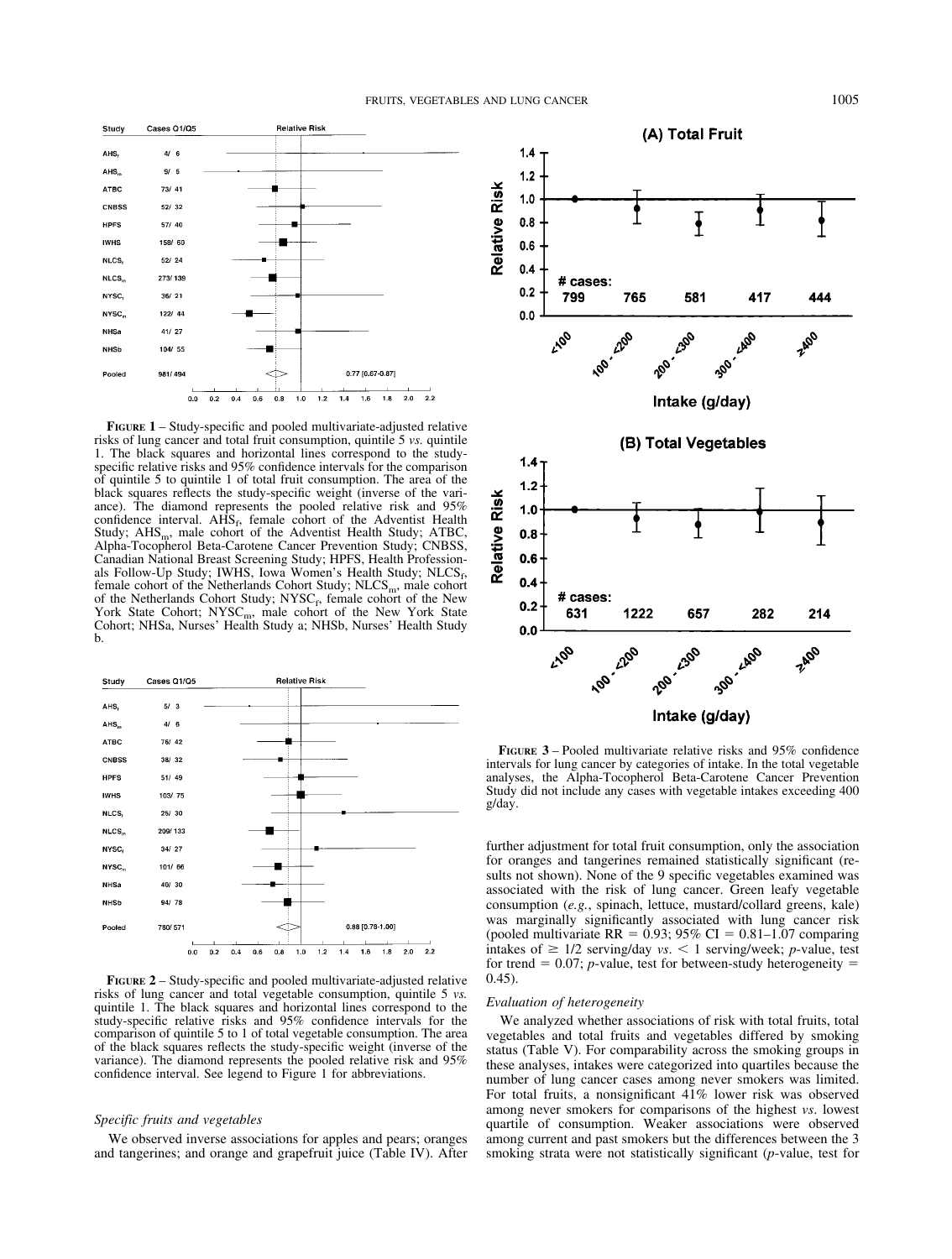**FIGURE 1** – Study-specific and pooled multivariate-adjusted relative risks of lung cancer and total fruit consumption, quintile 5 *vs.* quintile 1. The black squares and horizontal lines correspond to the study-specific relative risks and 95% confidence intervals for the comparison of quintile 5 to quintile 1 of total fruit consumption. The area of the black squares reflects the study-specific weight (inverse of the variance). The diamond represents the pooled relative risk and 95% confidence interval. $AHS_f$, female cohort of the Adventist Health Study; $AHS_m$, male cohort of the Adventist Health Study; ATBC, Alpha-Tocopherol Beta-Carotene Cancer Prevention Study; CNBSS, Canadian National Breast Screening Study; HPFS, Health Professionals Follow-Up Study; IWHS, Iowa Women's Health Study; $NLCS_f$, female cohort of the Netherlands Cohort Study; $NLCS_m$, male cohort of the Netherlands Cohort Study; $NYSC_f$, female cohort of the New York State Cohort; $NYSC_m$, male cohort of the New York State Cohort; NHSa, Nurses' Health Study a; NHSb, Nurses' Health Study b.

**FIGURE 2** – Study-specific and pooled multivariate-adjusted relative risks of lung cancer and total vegetable consumption, quintile 5 *vs.* quintile 1. The black squares and horizontal lines correspond to the study-specific relative risks and 95% confidence intervals for the comparison of quintile 5 to 1 of total vegetable consumption. The area of the black squares reflects the study-specific weight (inverse of the variance). The diamond represents the pooled relative risk and 95% confidence interval. See legend to Figure 1 for abbreviations.

*Specific fruits and vegetables*

We observed inverse associations for apples and pears; oranges and tangerines; and orange and grapefruit juice (Table IV). After further adjustment for total fruit consumption, only the association for oranges and tangerines remained statistically significant (results not shown). None of the 9 specific vegetables examined was associated with the risk of lung cancer. Green leafy vegetable consumption (*e.g.*, spinach, lettuce, mustard/collard greens, kale) was marginally significantly associated with lung cancer risk (pooled multivariate RR = 0.93; 95% CI = 0.81–1.07 comparing intakes of ≥ 1/2 serving/day *vs.* < 1 serving/week; *p*-value, test for trend = 0.07; *p*-value, test for between-study heterogeneity = 0.45).

**FIGURE 3** – Pooled multivariate relative risks and 95% confidence intervals for lung cancer by categories of intake. In the total vegetable analyses, the Alpha-Tocopherol Beta-Carotene Cancer Prevention Study did not include any cases with vegetable intakes exceeding 400 g/day.

*Evaluation of heterogeneity*

We analyzed whether associations of risk with total fruits, total vegetables and total fruits and vegetables differed by smoking status (Table V). For comparability across the smoking groups in these analyses, intakes were categorized into quartiles because the number of lung cancer cases among never smokers was limited. For total fruits, a nonsignificant 41% lower risk was observed among never smokers for comparisons of the highest *vs.* lowest quartile of consumption. Weaker associations were observed among current and past smokers but the differences between the 3 smoking strata were not statistically significant (*p*-value, test for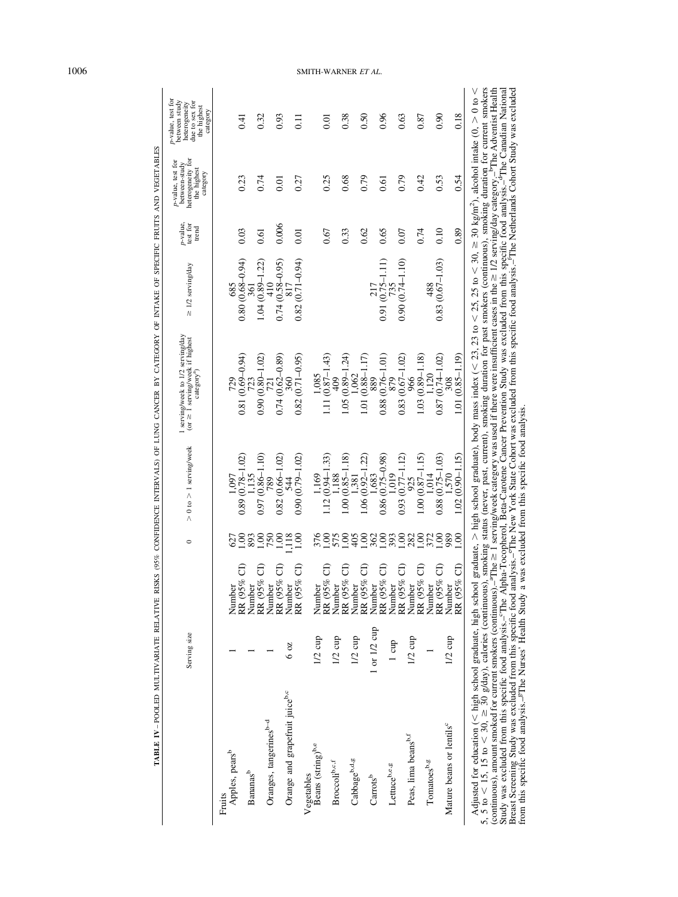TABLE IV – POOLED MULTIVARIATE RELATIVE RISKS (95% CONFIDENCE INTERVALS) OF LUNG CANCER BY CATEGORY OF INTAKE OF SPECIFIC FRUITS AND VEGETABLES

| | Serving size | | 0 | > 0 to > 1 serving/week | 1 serving/week to 1/2 serving/day (or ≥ 1 serving/week if highest category[a]) | ≥ 1/2 serving/day | p-value, test for trend | p-value, test for between-study heterogeneity for the highest category | p-value, test for between study heterogeneity due to sex for the highest category |
|---|---|---|---|---|---|---|---|---|---|
| **Fruits** | | | | | | | | | |
| Apples, pears[b] | 1 | Number | 627 | 1,097 | 729 | 685 | | | |
| | | RR (95% CI) | 1.00 | 0.89 (0.78–1.02) | 0.81 (0.69–0.94) | 0.80 (0.68–0.94) | 0.03 | 0.23 | 0.41 |
| Bananas[b] | 1 | Number | 893 | 1,135 | 723 | 361 | | | |
| | | RR (95% CI) | 1.00 | 0.97 (0.86–1.10) | 0.90 (0.80–1.02) | 1.04 (0.89–1.22) | 0.61 | 0.74 | 0.32 |
| Oranges, tangerines[b–d] | 1 | Number | 750 | 789 | 721 | 410 | | | |
| | | RR (95% CI) | 1.00 | 0.82 (0.66–1.02) | 0.74 (0.62–0.89) | 0.74 (0.58–0.95) | 0.006 | 0.01 | 0.93 |
| Orange and grapefruit juice[b,c] | 6 oz | Number | 1,118 | 544 | 360 | 817 | | | |
| | | RR (95% CI) | 1.00 | 0.90 (0.79–1.02) | 0.82 (0.71–0.95) | 0.82 (0.71–0.94) | 0.01 | 0.27 | 0.11 |
| **Vegetables** | | | | | | | | | |
| Beans (string)[b,e] | 1/2 cup | Number | 376 | 1,169 | 1,085 | | | | |
| | | RR (95% CI) | 1.00 | 1.12 (0.94–1.33) | 1.11 (0.87–1.43) | | 0.67 | 0.25 | 0.01 |
| Broccoli[b,c,f] | 1/2 cup | Number | 575 | 1,188 | 409 | | | | |
| | | RR (95% CI) | 1.00 | 1.00 (0.85–1.18) | 1.05 (0.89–1.24) | | 0.33 | 0.68 | 0.38 |
| Cabbage[b,d,g] | 1/2 cup | Number | 405 | 1,381 | 1,062 | | | | |
| | | RR (95% CI) | 1.00 | 1.06 (0.92–1.22) | 1.01 (0.88–1.17) | | 0.62 | 0.79 | 0.50 |
| Carrots[b] | 1 or 1/2 cup | Number | 362 | 1,683 | 889 | 217 | | | |
| | | RR (95% CI) | 1.00 | 0.86 (0.75–0.98) | 0.88 (0.76–1.01) | 0.91 (0.75–1.11) | 0.65 | 0.61 | 0.96 |
| Lettuce[b,e,g] | 1 cup | Number | 393 | 1,019 | 879 | 735 | | | |
| | | RR (95% CI) | 1.00 | 0.93 (0.77–1.12) | 0.83 (0.67–1.02) | 0.90 (0.74–1.10) | 0.07 | 0.79 | 0.63 |
| Peas, lima beans[b,f] | 1/2 cup | Number | 282 | 925 | 966 | | | | |
| | | RR (95% CI) | 1.00 | 1.00 (0.87–1.15) | 1.03 (0.89–1.18) | | 0.74 | 0.42 | 0.87 |
| Tomatoes[b,g] | 1 | Number | 372 | 1,014 | 1,120 | 488 | | | |
| | | RR (95% CI) | 1.00 | 0.88 (0.75–1.03) | 0.87 (0.74–1.02) | 0.83 (0.67–1.03) | 0.10 | 0.53 | 0.90 |
| Mature beans or lentils[c] | 1/2 cup | Number | 989 | 1,570 | 308 | | | | |
| | | RR (95% CI) | 1.00 | 1.02 (0.90–1.15) | 1.01 (0.85–1.19) | | 0.89 | 0.54 | 0.18 |

Adjusted for education (< high school graduate, high school graduate, > high school graduate), body mass index (< 23, 23 to < 25, 25 to < 30, ≥ 30 kg/m²), alcohol intake (0, > 0 to < 5, 5 to < 15, 15 to < 30, ≥ 30 g/day), calories (continuous), smoking status (never, past, current), smoking duration for past smokers (continuous), smoking duration for current smokers (continuous), amount smoked for current smokers (continuous).–[a]The ≥ 1 serving/week category was used if there were insufficient cases in the ≥ 1/2 serving/day category.–[b]The Adventist Health Study was excluded from this specific food analysis.–[c]The Alpha-Tocopherol, Beta-Carotene Cancer Prevention Study was excluded from this specific food analysis.–[d]The Canadian National Breast Screening Study was excluded from this specific food analysis.–[e]The New York State Cohort was excluded from this specific food analysis.–[f]The Netherlands Cohort Study was excluded from this specific food analysis.–[g]The Nurses' Health Study a was excluded from this specific food analysis.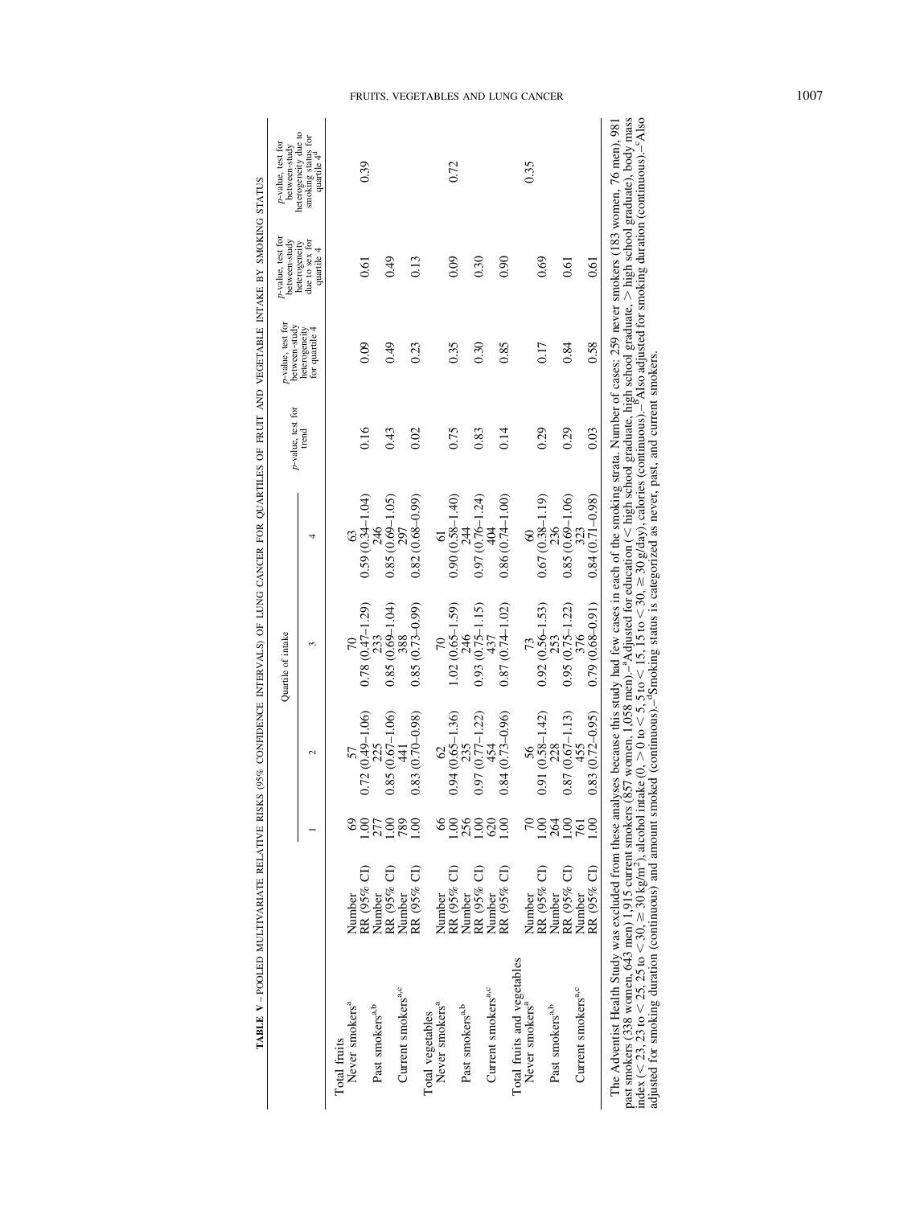**TABLE V** – POOLED MULTIVARIATE RELATIVE RISKS (95% CONFIDENCE INTERVALS) OF LUNG CANCER FOR QUARTILES OF FRUIT AND VEGETABLE INTAKE BY SMOKING STATUS

| | | Quartile of intake | | | | $p$-value, test for trend | $p$-value, test for between-study heterogeneity for quartile 4 | $p$-value, test for between-study heterogeneity due to sex for quartile 4 | $p$-value, test for between-study heterogeneity due to smoking status for quartile 4[d] |
|---|---|---|---|---|---|---|---|---|---|
| | | 1 | 2 | 3 | 4 | | | | |
| **Total fruits** | | | | | | | | | |
| Never smokers[a] | Number | 69 | 57 | 70 | 63 | | | | |
| | RR (95% CI) | 1.00 | 0.72 (0.49–1.06) | 0.78 (0.47–1.29) | 0.59 (0.34–1.04) | 0.16 | 0.09 | 0.61 | 0.39 |
| Past smokers[a,b] | Number | 277 | 225 | 233 | 246 | | | | |
| | RR (95% CI) | 1.00 | 0.85 (0.67–1.06) | 0.85 (0.69–1.04) | 0.85 (0.69–1.05) | 0.43 | 0.49 | 0.49 | |
| Current smokers[a,c] | Number | 789 | 441 | 388 | 297 | | | | |
| | RR (95% CI) | 1.00 | 0.83 (0.70–0.98) | 0.85 (0.73–0.99) | 0.82 (0.68–0.99) | 0.02 | 0.23 | 0.13 | |
| **Total vegetables** | | | | | | | | | |
| Never smokers[a] | Number | 66 | 62 | 70 | 61 | | | | |
| | RR (95% CI) | 1.00 | 0.94 (0.65–1.36) | 1.02 (0.65–1.59) | 0.90 (0.58–1.40) | 0.75 | 0.35 | 0.09 | 0.72 |
| Past smokers[a,b] | Number | 256 | 235 | 246 | 244 | | | | |
| | RR (95% CI) | 1.00 | 0.97 (0.77–1.22) | 0.93 (0.75–1.15) | 0.97 (0.76–1.24) | 0.83 | 0.30 | 0.30 | |
| Current smokers[a,c] | Number | 620 | 454 | 437 | 404 | | | | |
| | RR (95% CI) | 1.00 | 0.84 (0.73–0.96) | 0.87 (0.74–1.02) | 0.86 (0.74–1.00) | 0.14 | 0.85 | 0.90 | |
| **Total fruits and vegetables** | | | | | | | | | |
| Never smokers[a] | Number | 70 | 56 | 73 | 60 | | | | |
| | RR (95% CI) | 1.00 | 0.91 (0.58–1.42) | 0.92 (0.56–1.53) | 0.67 (0.38–1.19) | 0.29 | 0.17 | 0.69 | 0.35 |
| Past smokers[a,b] | Number | 264 | 228 | 253 | 236 | | | | |
| | RR (95% CI) | 1.00 | 0.87 (0.67–1.13) | 0.95 (0.75–1.22) | 0.85 (0.69–1.06) | 0.29 | 0.84 | 0.61 | |
| Current smokers[a,c] | Number | 761 | 455 | 376 | 323 | | | | |
| | RR (95% CI) | 1.00 | 0.83 (0.72–0.95) | 0.79 (0.68–0.91) | 0.84 (0.71–0.98) | 0.03 | 0.58 | 0.61 | |

The Adventist Health Study was excluded from these analyses because this study had few cases in each of the smoking strata. Number of cases: 259 never smokers (183 women, 76 men), 981 past smokers (338 women, 643 men) 1,915 current smokers (857 women, 1,058 men).–[a]Adjusted for education (< high school graduate, high school graduate, > high school graduate), body mass index (< 23, 23 to < 25, 25 to < 30, ≥ 30 kg/m²), alcohol intake (0, > 0 to < 5, 5 to < 15, 15 to < 30, ≥ 30 g/day), calories (continuous).–[b]Also adjusted for smoking duration (continuous).–[c]Also adjusted for smoking duration (continuous) and amount smoked (continuous).–[d]Smoking status is categorized as never, past, and current smokers.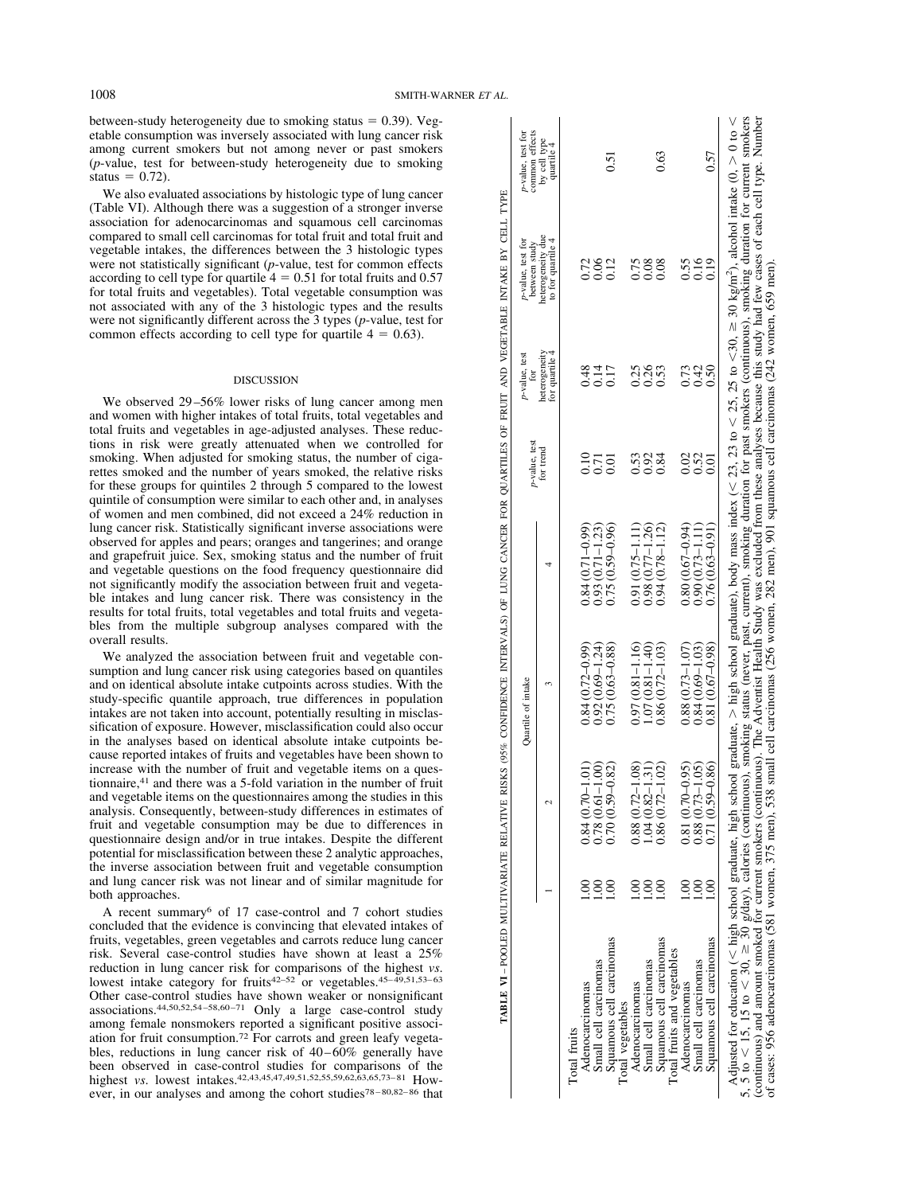between-study heterogeneity due to smoking status = 0.39). Vegetable consumption was inversely associated with lung cancer risk among current smokers but not among never or past smokers ($p$-value, test for between-study heterogeneity due to smoking status = 0.72).

We also evaluated associations by histologic type of lung cancer (Table VI). Although there was a suggestion of a stronger inverse association for adenocarcinomas and squamous cell carcinomas compared to small cell carcinomas for total fruit and total fruit and vegetable intakes, the differences between the 3 histologic types were not statistically significant ($p$-value, test for common effects according to cell type for quartile 4 = 0.51 for total fruits and 0.57 for total fruits and vegetables). Total vegetable consumption was not associated with any of the 3 histologic types and the results were not significantly different across the 3 types ($p$-value, test for common effects according to cell type for quartile 4 = 0.63).

## DISCUSSION

We observed 29–56% lower risks of lung cancer among men and women with higher intakes of total fruits, total vegetables and total fruits and vegetables in age-adjusted analyses. These reductions in risk were greatly attenuated when we controlled for smoking. When adjusted for smoking status, the number of cigarettes smoked and the number of years smoked, the relative risks for these groups for quintiles 2 through 5 compared to the lowest quintile of consumption were similar to each other and, in analyses of women and men combined, did not exceed a 24% reduction in lung cancer risk. Statistically significant inverse associations were observed for apples and pears; oranges and tangerines; and orange and grapefruit juice. Sex, smoking status and the number of fruit and vegetable questions on the food frequency questionnaire did not significantly modify the association between fruit and vegetable intakes and lung cancer risk. There was consistency in the results for total fruits, total vegetables and total fruits and vegetables from the multiple subgroup analyses compared with the overall results.

We analyzed the association between fruit and vegetable consumption and lung cancer risk using categories based on quantiles and on identical absolute intake cutpoints across studies. With the study-specific quantile approach, true differences in population intakes are not taken into account, potentially resulting in misclassification of exposure. However, misclassification could also occur in the analyses based on identical absolute intake cutpoints because reported intakes of fruits and vegetables have been shown to increase with the number of fruit and vegetable items on a questionnaire,[41] and there was a 5-fold variation in the number of fruit and vegetable items on the questionnaires among the studies in this analysis. Consequently, between-study differences in estimates of fruit and vegetable consumption may be due to differences in questionnaire design and/or in true intakes. Despite the different potential for misclassification between these 2 analytic approaches, the inverse association between fruit and vegetable consumption and lung cancer risk was not linear and of similar magnitude for both approaches.

A recent summary[6] of 17 case-control and 7 cohort studies concluded that the evidence is convincing that elevated intakes of fruits, vegetables, green vegetables and carrots reduce lung cancer risk. Several case-control studies have shown at least a 25% reduction in lung cancer risk for comparisons of the highest *vs.* lowest intake category for fruits[42–52] or vegetables.[45–49,51,53–63] Other case-control studies have shown weaker or nonsignificant associations.[44,50,52,54–58,60–71] Only a large case-control study among female nonsmokers reported a significant positive association for fruit consumption.[72] For carrots and green leafy vegetables, reductions in lung cancer risk of 40–60% generally have been observed in case-control studies for comparisons of the highest *vs.* lowest intakes.[42,43,45,47,49,51,52,55,59,62,63,65,73–81] However, in our analyses and among the cohort studies[78–80,82–86] that

**TABLE VI** – POOLED MULTIVARIATE RELATIVE RISKS (95% CONFIDENCE INTERVALS) OF LUNG CANCER FOR QUARTILES OF FRUIT AND VEGETABLE INTAKE BY CELL TYPE

| | Quartile of intake | | | | $p$-value, test for trend | $p$-value, test for heterogeneity for quartile 4 | $p$-value, test for between study heterogeneity due to for quartile 4 | $p$-value, test for common effects by cell type quartile 4 |
|---|---|---|---|---|---|---|---|---|
| | 1 | 2 | 3 | 4 | | | | |
| Total fruits | | | | | | | | |
| Adenocarcinomas | 1.00 | 0.84 (0.70–1.01) | 0.84 (0.72–0.99) | 0.84 (0.71–0.99) | 0.10 | 0.48 | 0.72 | |
| Small cell carcinomas | 1.00 | 0.78 (0.61–1.00) | 0.92 (0.69–1.24) | 0.93 (0.71–1.23) | 0.71 | 0.14 | 0.06 | |
| Squamous cell carcinomas | 1.00 | 0.70 (0.59–0.82) | 0.75 (0.63–0.88) | 0.75 (0.59–0.96) | 0.01 | 0.17 | 0.12 | 0.51 |
| Total vegetables | | | | | | | | |
| Adenocarcinomas | 1.00 | 0.88 (0.72–1.08) | 0.97 (0.81–1.16) | 0.91 (0.75–1.11) | 0.53 | 0.25 | 0.75 | |
| Small cell carcinomas | 1.00 | 1.04 (0.82–1.31) | 1.07 (0.81–1.40) | 0.98 (0.77–1.26) | 0.92 | 0.26 | 0.08 | |
| Squamous cell carcinomas | 1.00 | 0.86 (0.72–1.02) | 0.86 (0.72–1.03) | 0.94 (0.78–1.12) | 0.84 | 0.53 | 0.08 | 0.63 |
| Total fruits and vegetables | | | | | | | | |
| Adenocarcinomas | 1.00 | 0.81 (0.70–0.95) | 0.88 (0.73–1.07) | 0.80 (0.67–0.94) | 0.02 | 0.73 | 0.55 | |
| Small cell carcinomas | 1.00 | 0.88 (0.73–1.05) | 0.84 (0.69–1.03) | 0.90 (0.73–1.11) | 0.52 | 0.42 | 0.16 | |
| Squamous cell carcinomas | 1.00 | 0.71 (0.59–0.86) | 0.81 (0.67–0.98) | 0.76 (0.63–0.91) | 0.01 | 0.50 | 0.19 | 0.57 |

Adjusted for education (< high school graduate, high school graduate, > high school graduate), body mass index (< 23, 23 to < 25, 25 to <30, ≥ 30 kg/m$^2$), alcohol intake (0, > 0 to < 5, 5 to < 15, 15 to < 30, ≥ 30 g/day), calories (continuous), smoking status (never, past, current), smoking duration for past smokers (continuous), smoking duration for current smokers (continuous) and amount smoked for current smokers (continuous). The Adventist Health Study was excluded from these analyses because this study had few cases of each cell type. Number of cases: 956 adenocarcinomas (581 women, 375 men), 538 small cell carcinomas (256 women, 282 men), 901 squamous cell carcinomas (242 women, 659 men).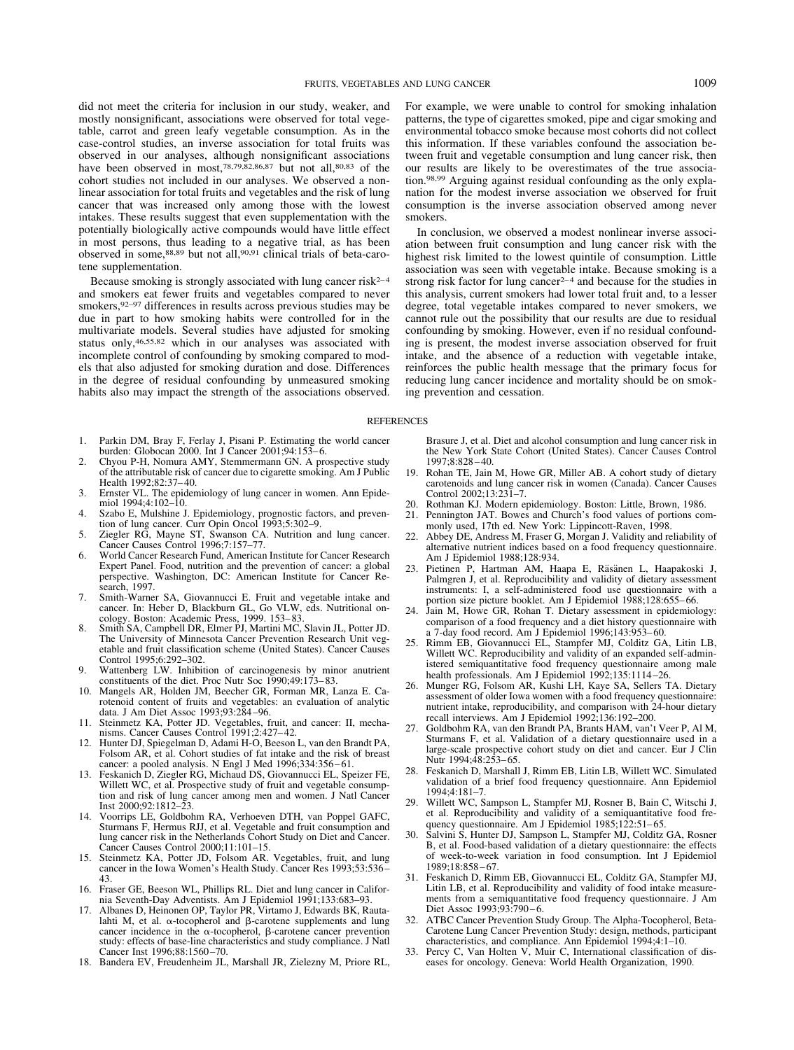did not meet the criteria for inclusion in our study, weaker, and mostly nonsignificant, associations were observed for total vegetable, carrot and green leafy vegetable consumption. As in the case-control studies, an inverse association for total fruits was observed in our analyses, although nonsignificant associations have been observed in most,[78,79,82,86,87] but not all,[80,83] of the cohort studies not included in our analyses. We observed a nonlinear association for total fruits and vegetables and the risk of lung cancer that was increased only among those with the lowest intakes. These results suggest that even supplementation with the potentially biologically active compounds would have little effect in most persons, thus leading to a negative trial, as has been observed in some,[88,89] but not all,[90,91] clinical trials of beta-carotene supplementation.

Because smoking is strongly associated with lung cancer risk[2–4] and smokers eat fewer fruits and vegetables compared to never smokers,[92–97] differences in results across previous studies may be due in part to how smoking habits were controlled for in the multivariate models. Several studies have adjusted for smoking status only,[46,55,82] which in our analyses was associated with incomplete control of confounding by smoking compared to models that also adjusted for smoking duration and dose. Differences in the degree of residual confounding by unmeasured smoking habits also may impact the strength of the associations observed. For example, we were unable to control for smoking inhalation patterns, the type of cigarettes smoked, pipe and cigar smoking and environmental tobacco smoke because most cohorts did not collect this information. If these variables confound the association between fruit and vegetable consumption and lung cancer risk, then our results are likely to be overestimates of the true association.[98,99] Arguing against residual confounding as the only explanation for the modest inverse association we observed for fruit consumption is the inverse association observed among never smokers.

In conclusion, we observed a modest nonlinear inverse association between fruit consumption and lung cancer risk with the highest risk limited to the lowest quintile of consumption. Little association was seen with vegetable intake. Because smoking is a strong risk factor for lung cancer[2–4] and because for the studies in this analysis, current smokers had lower total fruit and, to a lesser degree, total vegetable intakes compared to never smokers, we cannot rule out the possibility that our results are due to residual confounding by smoking. However, even if no residual confounding is present, the modest inverse association observed for fruit intake, and the absence of a reduction with vegetable intake, reinforces the public health message that the primary focus for reducing lung cancer incidence and mortality should be on smoking prevention and cessation.

## REFERENCES

1. Parkin DM, Bray F, Ferlay J, Pisani P. Estimating the world cancer burden: Globocan 2000. Int J Cancer 2001;94:153–6.
2. Chyou P-H, Nomura AMY, Stemmermann GN. A prospective study of the attributable risk of cancer due to cigarette smoking. Am J Public Health 1992;82:37–40.
3. Ernster VL. The epidemiology of lung cancer in women. Ann Epidemiol 1994;4:102–10.
4. Szabo E, Mulshine J. Epidemiology, prognostic factors, and prevention of lung cancer. Curr Opin Oncol 1993;5:302–9.
5. Ziegler RG, Mayne ST, Swanson CA. Nutrition and lung cancer. Cancer Causes Control 1996;7:157–77.
6. World Cancer Research Fund, American Institute for Cancer Research Expert Panel. Food, nutrition and the prevention of cancer: a global perspective. Washington, DC: American Institute for Cancer Research, 1997.
7. Smith-Warner SA, Giovannucci E. Fruit and vegetable intake and cancer. In: Heber D, Blackburn GL, Go VLW, eds. Nutritional oncology. Boston: Academic Press, 1999. 153–83.
8. Smith SA, Campbell DR, Elmer PJ, Martini MC, Slavin JL, Potter JD. The University of Minnesota Cancer Prevention Research Unit vegetable and fruit classification scheme (United States). Cancer Causes Control 1995;6:292–302.
9. Wattenberg LW. Inhibition of carcinogenesis by minor anutrient constituents of the diet. Proc Nutr Soc 1990;49:173–83.
10. Mangels AR, Holden JM, Beecher GR, Forman MR, Lanza E. Carotenoid content of fruits and vegetables: an evaluation of analytic data. J Am Diet Assoc 1993;93:284–96.
11. Steinmetz KA, Potter JD. Vegetables, fruit, and cancer: II, mechanisms. Cancer Causes Control 1991;2:427–42.
12. Hunter DJ, Spiegelman D, Adami H-O, Beeson L, van den Brandt PA, Folsom AR, et al. Cohort studies of fat intake and the risk of breast cancer: a pooled analysis. N Engl J Med 1996;334:356–61.
13. Feskanich D, Ziegler RG, Michaud DS, Giovannucci EL, Speizer FE, Willett WC, et al. Prospective study of fruit and vegetable consumption and risk of lung cancer among men and women. J Natl Cancer Inst 2000;92:1812–23.
14. Voorrips LE, Goldbohm RA, Verhoeven DTH, van Poppel GAFC, Sturmans F, Hermus RJJ, et al. Vegetable and fruit consumption and lung cancer risk in the Netherlands Cohort Study on Diet and Cancer. Cancer Causes Control 2000;11:101–15.
15. Steinmetz KA, Potter JD, Folsom AR. Vegetables, fruit, and lung cancer in the Iowa Women's Health Study. Cancer Res 1993;53:536–43.
16. Fraser GE, Beeson WL, Phillips RL. Diet and lung cancer in California Seventh-Day Adventists. Am J Epidemiol 1991;133:683–93.
17. Albanes D, Heinonen OP, Taylor PR, Virtamo J, Edwards BK, Rautalahti M, et al. α-tocopherol and β-carotene supplements and lung cancer incidence in the α-tocopherol, β-carotene cancer prevention study: effects of base-line characteristics and study compliance. J Natl Cancer Inst 1996;88:1560–70.
18. Bandera EV, Freudenheim JL, Marshall JR, Zielezny M, Priore RL, Brasure J, et al. Diet and alcohol consumption and lung cancer risk in the New York State Cohort (United States). Cancer Causes Control 1997;8:828–40.
19. Rohan TE, Jain M, Howe GR, Miller AB. A cohort study of dietary carotenoids and lung cancer risk in women (Canada). Cancer Causes Control 2002;13:231–7.
20. Rothman KJ. Modern epidemiology. Boston: Little, Brown, 1986.
21. Pennington JAT. Bowes and Church's food values of portions commonly used, 17th ed. New York: Lippincott-Raven, 1998.
22. Abbey DE, Andress M, Fraser G, Morgan J. Validity and reliability of alternative nutrient indices based on a food frequency questionnaire. Am J Epidemiol 1988;128:934.
23. Pietinen P, Hartman AM, Haapa E, Räsänen L, Haapakoski J, Palmgren J, et al. Reproducibility and validity of dietary assessment instruments: I, a self-administered food use questionnaire with a portion size picture booklet. Am J Epidemiol 1988;128:655–66.
24. Jain M, Howe GR, Rohan T. Dietary assessment in epidemiology: comparison of a food frequency and a diet history questionnaire with a 7-day food record. Am J Epidemiol 1996;143:953–60.
25. Rimm EB, Giovannucci EL, Stampfer MJ, Colditz GA, Litin LB, Willett WC. Reproducibility and validity of an expanded self-administered semiquantitative food frequency questionnaire among male health professionals. Am J Epidemiol 1992;135:1114–26.
26. Munger RG, Folsom AR, Kushi LH, Kaye SA, Sellers TA. Dietary assessment of older Iowa women with a food frequency questionnaire: nutrient intake, reproducibility, and comparison with 24-hour dietary recall interviews. Am J Epidemiol 1992;136:192–200.
27. Goldbohm RA, van den Brandt PA, Brants HAM, van't Veer P, Al M, Sturmans F, et al. Validation of a dietary questionnaire used in a large-scale prospective cohort study on diet and cancer. Eur J Clin Nutr 1994;48:253–65.
28. Feskanich D, Marshall J, Rimm EB, Litin LB, Willett WC. Simulated validation of a brief food frequency questionnaire. Ann Epidemiol 1994;4:181–7.
29. Willett WC, Sampson L, Stampfer MJ, Rosner B, Bain C, Witschi J, et al. Reproducibility and validity of a semiquantitative food frequency questionnaire. Am J Epidemiol 1985;122:51–65.
30. Salvini S, Hunter DJ, Sampson L, Stampfer MJ, Colditz GA, Rosner B, et al. Food-based validation of a dietary questionnaire: the effects of week-to-week variation in food consumption. Int J Epidemiol 1989;18:858–67.
31. Feskanich D, Rimm EB, Giovannucci EL, Colditz GA, Stampfer MJ, Litin LB, et al. Reproducibility and validity of food intake measurements from a semiquantitative food frequency questionnaire. J Am Diet Assoc 1993;93:790–6.
32. ATBC Cancer Prevention Study Group. The Alpha-Tocopherol, Beta-Carotene Lung Cancer Prevention Study: design, methods, participant characteristics, and compliance. Ann Epidemiol 1994;4:1–10.
33. Percy C, Van Holten V, Muir C, International classification of diseases for oncology. Geneva: World Health Organization, 1990.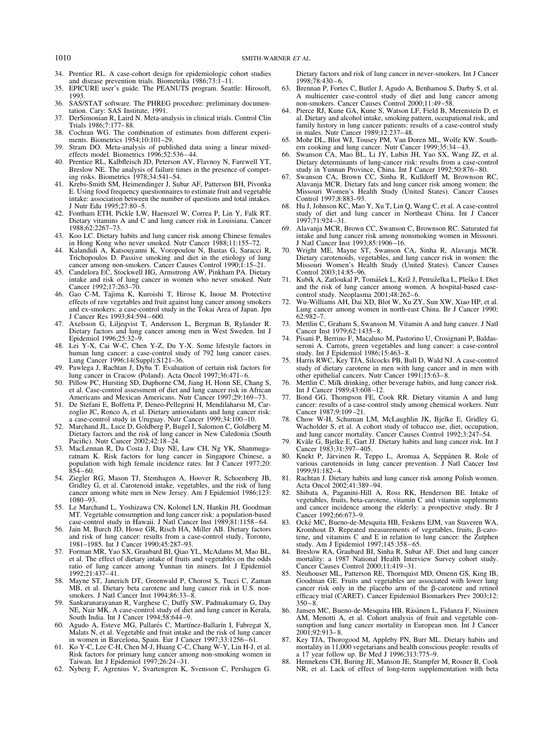34. Prentice RL. A case-cohort design for epidemiologic cohort studies and disease prevention trials. Biometrika 1986;73:1–11.
35. EPICURE user's guide. The PEANUTS program. Seattle: Hirosoft, 1993.
36. SAS/STAT software. The PHREG procedure: preliminary documentation. Cary: SAS Institute, 1991.
37. DerSimonian R, Laird N. Meta-analysis in clinical trials. Control Clin Trials 1986;7:177–88.
38. Cochran WG. The combination of estimates from different experiments. Biometrics 1954;10:101–29.
39. Stram DO. Meta-analysis of published data using a linear mixed-effects model. Biometrics 1996;52:536–44.
40. Prentice RL, Kalbfleisch JD, Peterson AV, Flavnoy N, Farewell YT, Breslow NE. The analysis of failure times in the presence of competing risks. Biometrics 1978;34:541–54.
41. Krebs-Smith SM, Heimendinger J, Subar AF, Patterson BH, Pivonka E. Using food frequency questionnaires to estimate fruit and vegetable intake: association between the number of questions and total intakes. J Nutr Edu 1995;27:80–5.
42. Fontham ETH, Pickle LW, Haenszel W, Correa P, Lin Y, Falk RT. Dietary vitamins A and C and lung cancer risk in Louisiana. Cancer 1988;62:2267–73.
43. Koo LC. Dietary habits and lung cancer risk among Chinese females in Hong Kong who never smoked. Nutr Cancer 1988;11:155–72.
44. Kalandidi A, Katsouyanni K, Voropoulou N, Bastas G, Saracci R, Trichopoulos D. Passive smoking and diet in the etiology of lung cancer among non-smokers. Cancer Causes Control 1990;1:15–21.
45. Candelora EC, Stockwell HG, Armstrong AW, Pinkham PA. Dietary intake and risk of lung cancer in women who never smoked. Nutr Cancer 1992;17:263–70.
46. Gao C-M, Tajima K, Kuroishi T, Hirose K, Inoue M. Protective effects of raw vegetables and fruit against lung cancer among smokers and ex-smokers: a case-control study in the Tokai Area of Japan. Jpn J Cancer Res 1993;84:594–600.
47. Axelsson G, Liljeqvist T, Andersson L, Bergman B, Rylander R. Dietary factors and lung cancer among men in West Sweden. Int J Epidemiol 1996;25:32–9.
48. Lei Y-X, Cai W-C, Chen Y-Z, Du Y-X. Some lifestyle factors in human lung cancer: a case-control study of 792 lung cancer cases. Lung Cancer 1996;14(Suppl):S121–36.
49. Pawlega J, Rachtan J, Dyba T. Evaluation of certain risk factors for lung cancer in Cracow (Poland). Acta Oncol 1997;36:471–6.
50. Pillow PC, Hursting SD, Duphorne CM, Jiang H, Honn SE, Chang S, et al. Case-control assessment of diet and lung cancer risk in African Americans and Mexican Americans. Nutr Cancer 1997;29:169–73.
51. De Stefani E, Boffetta P, Deneo-Pellegrini H, Mendilaharsu M, Carzoglio JC, Ronco A, et al. Dietary antioxidants and lung cancer risk: a case-control study in Uruguay. Nutr Cancer 1999;34:100–10.
52. Marchand JL, Luce D, Goldberg P, Bugel I, Salomon C, Goldberg M. Dietary factors and the risk of lung cancer in New Caledonia (South Pacific). Nutr Cancer 2002;42:18–24.
53. MacLennan R, Da Costa J, Day NE, Law CH, Ng YK, Shanmugaratnam K. Risk factors for lung cancer in Singapore Chinese, a population with high female incidence rates. Int J Cancer 1977;20:854–60.
54. Ziegler RG, Mason TJ, Stemhagen A, Hoover R, Schoenberg JB, Gridley G, et al. Carotenoid intake, vegetables, and the risk of lung cancer among white men in New Jersey. Am J Epidemiol 1986;123:1080–93.
55. Le Marchand L, Yoshizawa CN, Kolonel LN, Hankin JH, Goodman MT. Vegetable consumption and lung cancer risk: a population-based case-control study in Hawaii. J Natl Cancer Inst 1989;81:1158–64.
56. Jain M, Burch JD, Howe GR, Risch HA, Miller AB. Dietary factors and risk of lung cancer: results from a case-control study, Toronto, 1981–1985. Int J Cancer 1990;45:287–93.
57. Forman MR, Yao SX, Graubard BI, Qiao YL, McAdams M, Mao BL, et al. The effect of dietary intake of fruits and vegetables on the odds ratio of lung cancer among Yunnan tin miners. Int J Epidemiol 1992;21:437–41.
58. Mayne ST, Janerich DT, Greenwald P, Chorost S, Tucci C, Zaman MB, et al. Dietary beta carotene and lung cancer risk in U.S. nonsmokers. J Natl Cancer Inst 1994;86:33–8.
59. Sankaranarayanan R, Varghese C, Duffy SW, Padmakumary G, Day NE, Nair MK. A case-control study of diet and lung cancer in Kerala, South India. Int J Cancer 1994;58:644–9.
60. Agudo A, Esteve MG, Pallarés C, Martínez-Ballarín I, Fabregat X, Malats N, et al. Vegetable and fruit intake and the risk of lung cancer in women in Barcelona, Spain. Eur J Cancer 1997;33:1256–61.
61. Ko Y-C, Lee C-H, Chen M-J, Huang C-C, Chang W-Y, Lin H-J, et al. Risk factors for primary lung cancer among non-smoking women in Taiwan. Int J Epidemiol 1997;26:24–31.
62. Nyberg F, Agrenius V, Svartengren K, Svensson C, Pershagen G. Dietary factors and risk of lung cancer in never-smokers. Int J Cancer 1998;78:430–6.
63. Brennan P, Fortes C, Butler J, Agudo A, Benhamou S, Darby S, et al. A multicenter case-control study of diet and lung cancer among non-smokers. Cancer Causes Control 2000;11:49–58.
64. Pierce RJ, Kune GA, Kune S, Watson LF, Field B, Merenstein D, et al. Dietary and alcohol intake, smoking pattern, occupational risk, and family history in lung cancer patients: results of a case-control study in males. Nutr Cancer 1989;12:237–48.
65. Mohr DL, Blot WJ, Tousey PM, Van Doren ML, Wolfe KW. Southern cooking and lung cancer. Nutr Cancer 1999;35:34–43.
66. Swanson CA, Mao BL, Li JY, Lubin JH, Yao SX, Wang JZ, et al. Dietary determinants of lung-cancer risk: results from a case-control study in Yunnan Province, China. Int J Cancer 1992;50:876–80.
67. Swanson CA, Brown CC, Sinha R, Kulldorff M, Brownson RC, Alavanja MCR. Dietary fats and lung cancer risk among women: the Missouri Women's Health Study (United States). Cancer Causes Control 1997;8:883–93.
68. Hu J, Johnson KC, Mao Y, Xu T, Lin Q, Wang C, et al. A case-control study of diet and lung cancer in Northeast China. Int J Cancer 1997;71:924–31.
69. Alavanja MCR, Brown CC, Swanson C, Brownson RC. Saturated fat intake and lung cancer risk among nonsmoking women in Missouri. J Natl Cancer Inst 1993;85:1906–16.
70. Wright ME, Mayne ST, Swanson CA, Sinha R, Alavanja MCR. Dietary carotenoids, vegetables, and lung cancer risk in women: the Missouri Women's Health Study (United States). Cancer Causes Control 2003;14:85–96.
71. Kubík A, Zatloukal P, Tomášek L, Kríž J, Petruželka L, Pleško I. Diet and the risk of lung cancer among women. A hospital-based case-control study. Neoplasma 2001;48:262–6.
72. Wu-Williams AH, Dai XD, Blot W, Xu ZY, Sun XW, Xiao HP, et al. Lung cancer among women in north-east China. Br J Cancer 1990; 62:982–7.
73. Mettlin C, Graham S, Swanson M. Vitamin A and lung cancer. J Natl Cancer Inst 1979;62:1435–8.
74. Pisani P, Berrino F, Macaluso M, Pastorino U, Crosignani P, Baldasseroni A. Carrots, green vegetables and lung cancer: a case-control study. Int J Epidemiol 1986;15:463–8.
75. Harris RWC, Key TJA, Silcocks PB, Bull D, Wald NJ. A case-control study of dietary carotene in men with lung cancer and in men with other epithelial cancers. Nutr Cancer 1991;15:63–8.
76. Mettlin C. Milk drinking, other beverage habits, and lung cancer risk. Int J Cancer 1989;43:608–12.
77. Bond GG, Thompson FE, Cook RR. Dietary vitamin A and lung cancer: results of a case-control study among chemical workers. Nutr Cancer 1987;9:109–21.
78. Chow W-H, Schuman LM, McLaughlin JK, Bjelke E, Gridley G, Wacholder S, et al. A cohort study of tobacco use, diet, occupation, and lung cancer mortality. Cancer Causes Control 1992;3:247–54.
79. Kvåle G, Bjelke E, Gart JJ. Dietary habits and lung cancer risk. Int J Cancer 1983;31:397–405.
80. Knekt P, Järvinen R, Teppo L, Aromaa A, Seppänen R. Role of various carotenoids in lung cancer prevention. J Natl Cancer Inst 1999;91:182–4.
81. Rachtan J. Dietary habits and lung cancer risk among Polish women. Acta Oncol 2002;41:389–94.
82. Shibata A, Paganini-Hill A, Ross RK, Henderson BE. Intake of vegetables, fruits, beta-carotene, vitamin C and vitamin supplements and cancer incidence among the elderly: a prospective study. Br J Cancer 1992;66:673–9.
83. Ocké MC, Bueno-de-Mesquita HB, Feskens EJM, van Staveren WA, Kromhout D. Repeated measurements of vegetables, fruits, β-carotene, and vitamins C and E in relation to lung cancer: the Zutphen study. Am J Epidemiol 1997;145:358–65.
84. Breslow RA, Graubard BI, Sinha R, Subar AF. Diet and lung cancer mortality: a 1987 National Health Interview Survey cohort study. Cancer Causes Control 2000;11:419–31.
85. Neuhouser ML, Patterson RE, Thornquist MD, Omenn GS, King IB, Goodman GE. Fruits and vegetables are associated with lower lung cancer risk only in the placebo arm of the β-carotene and retinol efficacy trial (CARET). Cancer Epidemiol Biomarkers Prev 2003;12:350–8.
86. Jansen MC, Bueno-de-Mesquita HB, Räsänen L, Fidanza F, Nissinen AM, Menotti A, et al. Cohort analysis of fruit and vegetable consumption and lung cancer mortality in European men. Int J Cancer 2001;92:913–8.
87. Key TJA, Thorogood M, Appleby PN, Burr ML. Dietary habits and mortality in 11,000 vegetarians and health conscious people: results of a 17 year follow up. Br Med J 1996;313:775–9.
88. Hennekens CH, Buring JE, Manson JE, Stampfer M, Rosner B, Cook NR, et al. Lack of effect of long-term supplementation with beta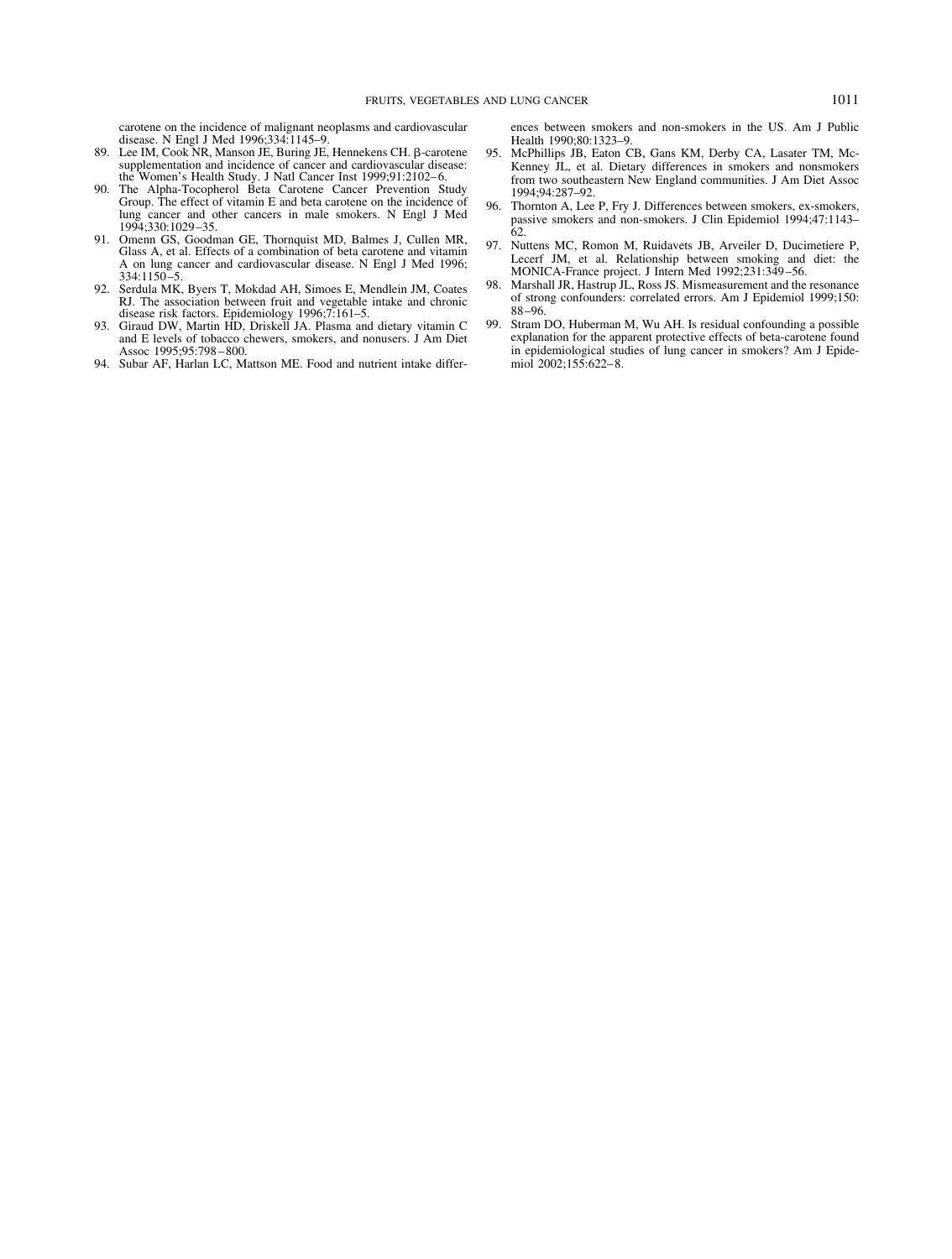carotene on the incidence of malignant neoplasms and cardiovascular disease. N Engl J Med 1996;334:1145–9.

89. Lee IM, Cook NR, Manson JE, Buring JE, Hennekens CH. β-carotene supplementation and incidence of cancer and cardiovascular disease: the Women's Health Study. J Natl Cancer Inst 1999;91:2102–6.
90. The Alpha-Tocopherol Beta Carotene Cancer Prevention Study Group. The effect of vitamin E and beta carotene on the incidence of lung cancer and other cancers in male smokers. N Engl J Med 1994;330:1029–35.
91. Omenn GS, Goodman GE, Thornquist MD, Balmes J, Cullen MR, Glass A, et al. Effects of a combination of beta carotene and vitamin A on lung cancer and cardiovascular disease. N Engl J Med 1996; 334:1150–5.
92. Serdula MK, Byers T, Mokdad AH, Simoes E, Mendlein JM, Coates RJ. The association between fruit and vegetable intake and chronic disease risk factors. Epidemiology 1996;7:161–5.
93. Giraud DW, Martin HD, Driskell JA. Plasma and dietary vitamin C and E levels of tobacco chewers, smokers, and nonusers. J Am Diet Assoc 1995;95:798–800.
94. Subar AF, Harlan LC, Mattson ME. Food and nutrient intake differences between smokers and non-smokers in the US. Am J Public Health 1990;80:1323–9.
95. McPhillips JB, Eaton CB, Gans KM, Derby CA, Lasater TM, McKenney JL, et al. Dietary differences in smokers and nonsmokers from two southeastern New England communities. J Am Diet Assoc 1994;94:287–92.
96. Thornton A, Lee P, Fry J. Differences between smokers, ex-smokers, passive smokers and non-smokers. J Clin Epidemiol 1994;47:1143–62.
97. Nuttens MC, Romon M, Ruidavets JB, Arveiler D, Ducimetiere P, Lecerf JM, et al. Relationship between smoking and diet: the MONICA-France project. J Intern Med 1992;231:349–56.
98. Marshall JR, Hastrup JL, Ross JS. Mismeasurement and the resonance of strong confounders: correlated errors. Am J Epidemiol 1999;150: 88–96.
99. Stram DO, Huberman M, Wu AH. Is residual confounding a possible explanation for the apparent protective effects of beta-carotene found in epidemiological studies of lung cancer in smokers? Am J Epidemiol 2002;155:622–8.